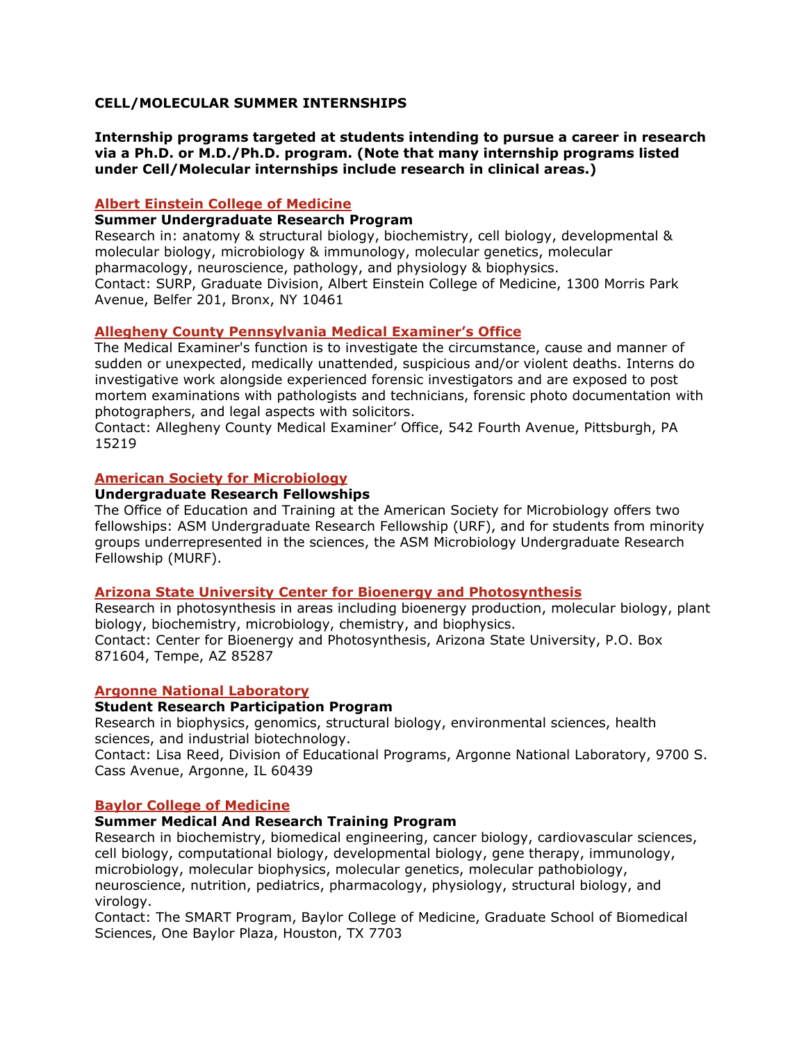**CELL/MOLECULAR SUMMER INTERNSHIPS**

**Internship programs targeted at students intending to pursue a career in research via a Ph.D. or M.D./Ph.D. program. (Note that many internship programs listed under Cell/Molecular internships include research in clinical areas.)**

### Albert Einstein College of Medicine

**Summer Undergraduate Research Program**

Research in: anatomy & structural biology, biochemistry, cell biology, developmental & molecular biology, microbiology & immunology, molecular genetics, molecular pharmacology, neuroscience, pathology, and physiology & biophysics.
Contact: SURP, Graduate Division, Albert Einstein College of Medicine, 1300 Morris Park Avenue, Belfer 201, Bronx, NY 10461

### Allegheny County Pennsylvania Medical Examiner's Office

The Medical Examiner's function is to investigate the circumstance, cause and manner of sudden or unexpected, medically unattended, suspicious and/or violent deaths. Interns do investigative work alongside experienced forensic investigators and are exposed to post mortem examinations with pathologists and technicians, forensic photo documentation with photographers, and legal aspects with solicitors.
Contact: Allegheny County Medical Examiner' Office, 542 Fourth Avenue, Pittsburgh, PA 15219

### American Society for Microbiology

**Undergraduate Research Fellowships**

The Office of Education and Training at the American Society for Microbiology offers two fellowships: ASM Undergraduate Research Fellowship (URF), and for students from minority groups underrepresented in the sciences, the ASM Microbiology Undergraduate Research Fellowship (MURF).

### Arizona State University Center for Bioenergy and Photosynthesis

Research in photosynthesis in areas including bioenergy production, molecular biology, plant biology, biochemistry, microbiology, chemistry, and biophysics.
Contact: Center for Bioenergy and Photosynthesis, Arizona State University, P.O. Box 871604, Tempe, AZ 85287

### Argonne National Laboratory

**Student Research Participation Program**

Research in biophysics, genomics, structural biology, environmental sciences, health sciences, and industrial biotechnology.
Contact: Lisa Reed, Division of Educational Programs, Argonne National Laboratory, 9700 S. Cass Avenue, Argonne, IL 60439

### Baylor College of Medicine

**Summer Medical And Research Training Program**

Research in biochemistry, biomedical engineering, cancer biology, cardiovascular sciences, cell biology, computational biology, developmental biology, gene therapy, immunology, microbiology, molecular biophysics, molecular genetics, molecular pathobiology, neuroscience, nutrition, pediatrics, pharmacology, physiology, structural biology, and virology.
Contact: The SMART Program, Baylor College of Medicine, Graduate School of Biomedical Sciences, One Baylor Plaza, Houston, TX 7703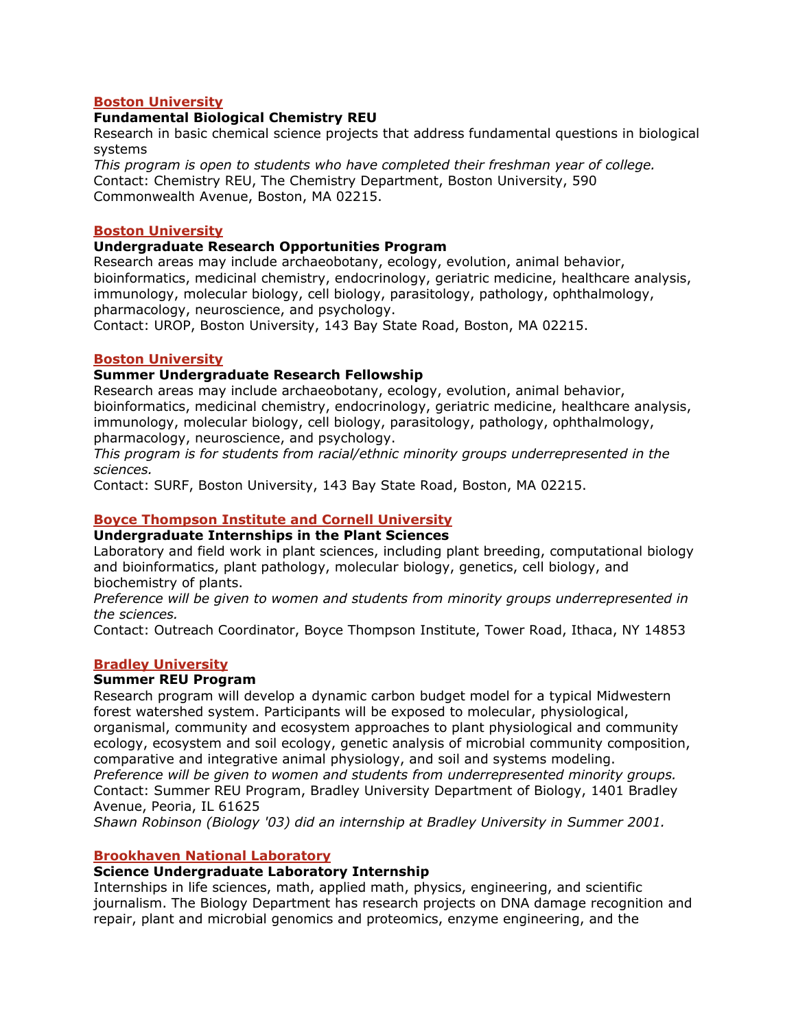**[Boston University](#)**

**Fundamental Biological Chemistry REU**

Research in basic chemical science projects that address fundamental questions in biological systems

*This program is open to students who have completed their freshman year of college.*

Contact: Chemistry REU, The Chemistry Department, Boston University, 590 Commonwealth Avenue, Boston, MA 02215.

**[Boston University](#)**

**Undergraduate Research Opportunities Program**

Research areas may include archaeobotany, ecology, evolution, animal behavior, bioinformatics, medicinal chemistry, endocrinology, geriatric medicine, healthcare analysis, immunology, molecular biology, cell biology, parasitology, pathology, ophthalmology, pharmacology, neuroscience, and psychology.

Contact: UROP, Boston University, 143 Bay State Road, Boston, MA 02215.

**[Boston University](#)**

**Summer Undergraduate Research Fellowship**

Research areas may include archaeobotany, ecology, evolution, animal behavior, bioinformatics, medicinal chemistry, endocrinology, geriatric medicine, healthcare analysis, immunology, molecular biology, cell biology, parasitology, pathology, ophthalmology, pharmacology, neuroscience, and psychology.

*This program is for students from racial/ethnic minority groups underrepresented in the sciences.*

Contact: SURF, Boston University, 143 Bay State Road, Boston, MA 02215.

**[Boyce Thompson Institute and Cornell University](#)**

**Undergraduate Internships in the Plant Sciences**

Laboratory and field work in plant sciences, including plant breeding, computational biology and bioinformatics, plant pathology, molecular biology, genetics, cell biology, and biochemistry of plants.

*Preference will be given to women and students from minority groups underrepresented in the sciences.*

Contact: Outreach Coordinator, Boyce Thompson Institute, Tower Road, Ithaca, NY 14853

**[Bradley University](#)**

**Summer REU Program**

Research program will develop a dynamic carbon budget model for a typical Midwestern forest watershed system. Participants will be exposed to molecular, physiological, organismal, community and ecosystem approaches to plant physiological and community ecology, ecosystem and soil ecology, genetic analysis of microbial community composition, comparative and integrative animal physiology, and soil and systems modeling.

*Preference will be given to women and students from underrepresented minority groups.*

Contact: Summer REU Program, Bradley University Department of Biology, 1401 Bradley Avenue, Peoria, IL 61625

*Shawn Robinson (Biology '03) did an internship at Bradley University in Summer 2001.*

**[Brookhaven National Laboratory](#)**

**Science Undergraduate Laboratory Internship**

Internships in life sciences, math, applied math, physics, engineering, and scientific journalism. The Biology Department has research projects on DNA damage recognition and repair, plant and microbial genomics and proteomics, enzyme engineering, and the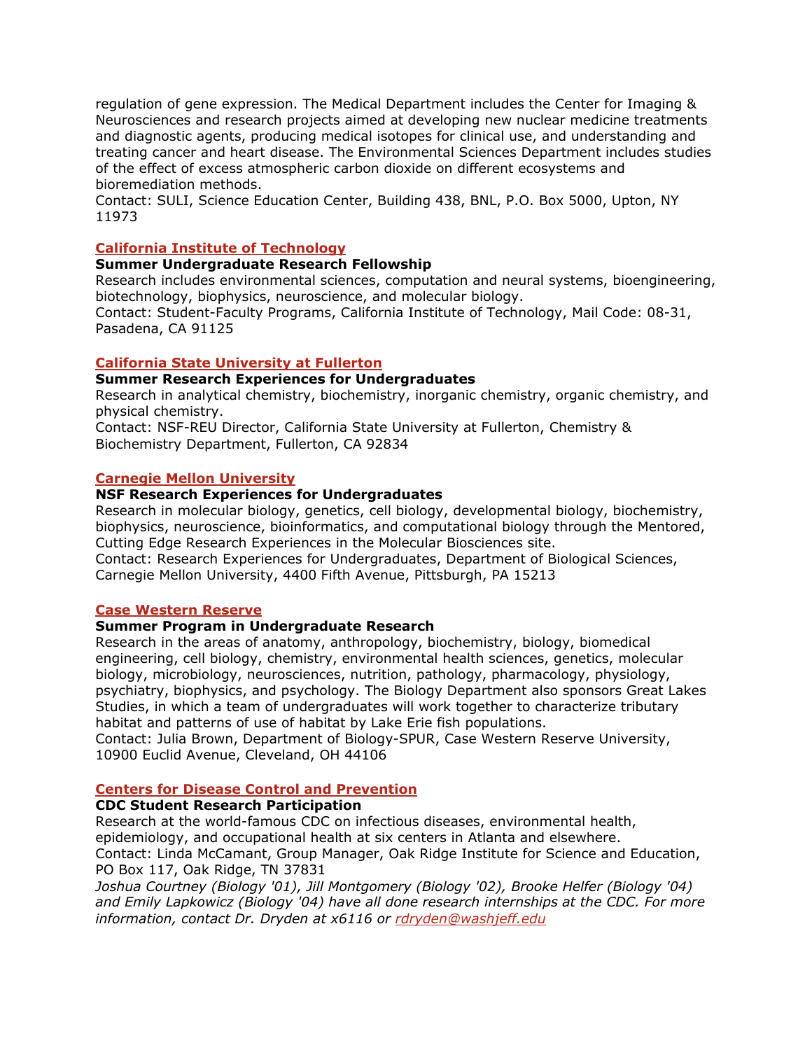regulation of gene expression. The Medical Department includes the Center for Imaging & Neurosciences and research projects aimed at developing new nuclear medicine treatments and diagnostic agents, producing medical isotopes for clinical use, and understanding and treating cancer and heart disease. The Environmental Sciences Department includes studies of the effect of excess atmospheric carbon dioxide on different ecosystems and bioremediation methods.
Contact: SULI, Science Education Center, Building 438, BNL, P.O. Box 5000, Upton, NY 11973

### California Institute of Technology

**Summer Undergraduate Research Fellowship**
Research includes environmental sciences, computation and neural systems, bioengineering, biotechnology, biophysics, neuroscience, and molecular biology.
Contact: Student-Faculty Programs, California Institute of Technology, Mail Code: 08-31, Pasadena, CA 91125

### California State University at Fullerton

**Summer Research Experiences for Undergraduates**
Research in analytical chemistry, biochemistry, inorganic chemistry, organic chemistry, and physical chemistry.
Contact: NSF-REU Director, California State University at Fullerton, Chemistry & Biochemistry Department, Fullerton, CA 92834

### Carnegie Mellon University

**NSF Research Experiences for Undergraduates**
Research in molecular biology, genetics, cell biology, developmental biology, biochemistry, biophysics, neuroscience, bioinformatics, and computational biology through the Mentored, Cutting Edge Research Experiences in the Molecular Biosciences site.
Contact: Research Experiences for Undergraduates, Department of Biological Sciences, Carnegie Mellon University, 4400 Fifth Avenue, Pittsburgh, PA 15213

### Case Western Reserve

**Summer Program in Undergraduate Research**
Research in the areas of anatomy, anthropology, biochemistry, biology, biomedical engineering, cell biology, chemistry, environmental health sciences, genetics, molecular biology, microbiology, neurosciences, nutrition, pathology, pharmacology, physiology, psychiatry, biophysics, and psychology. The Biology Department also sponsors Great Lakes Studies, in which a team of undergraduates will work together to characterize tributary habitat and patterns of use of habitat by Lake Erie fish populations.
Contact: Julia Brown, Department of Biology-SPUR, Case Western Reserve University, 10900 Euclid Avenue, Cleveland, OH 44106

### Centers for Disease Control and Prevention

**CDC Student Research Participation**
Research at the world-famous CDC on infectious diseases, environmental health, epidemiology, and occupational health at six centers in Atlanta and elsewhere.
Contact: Linda McCamant, Group Manager, Oak Ridge Institute for Science and Education, PO Box 117, Oak Ridge, TN 37831
*Joshua Courtney (Biology '01), Jill Montgomery (Biology '02), Brooke Helfer (Biology '04) and Emily Lapkowicz (Biology '04) have all done research internships at the CDC. For more information, contact Dr. Dryden at x6116 or rdryden@washjeff.edu*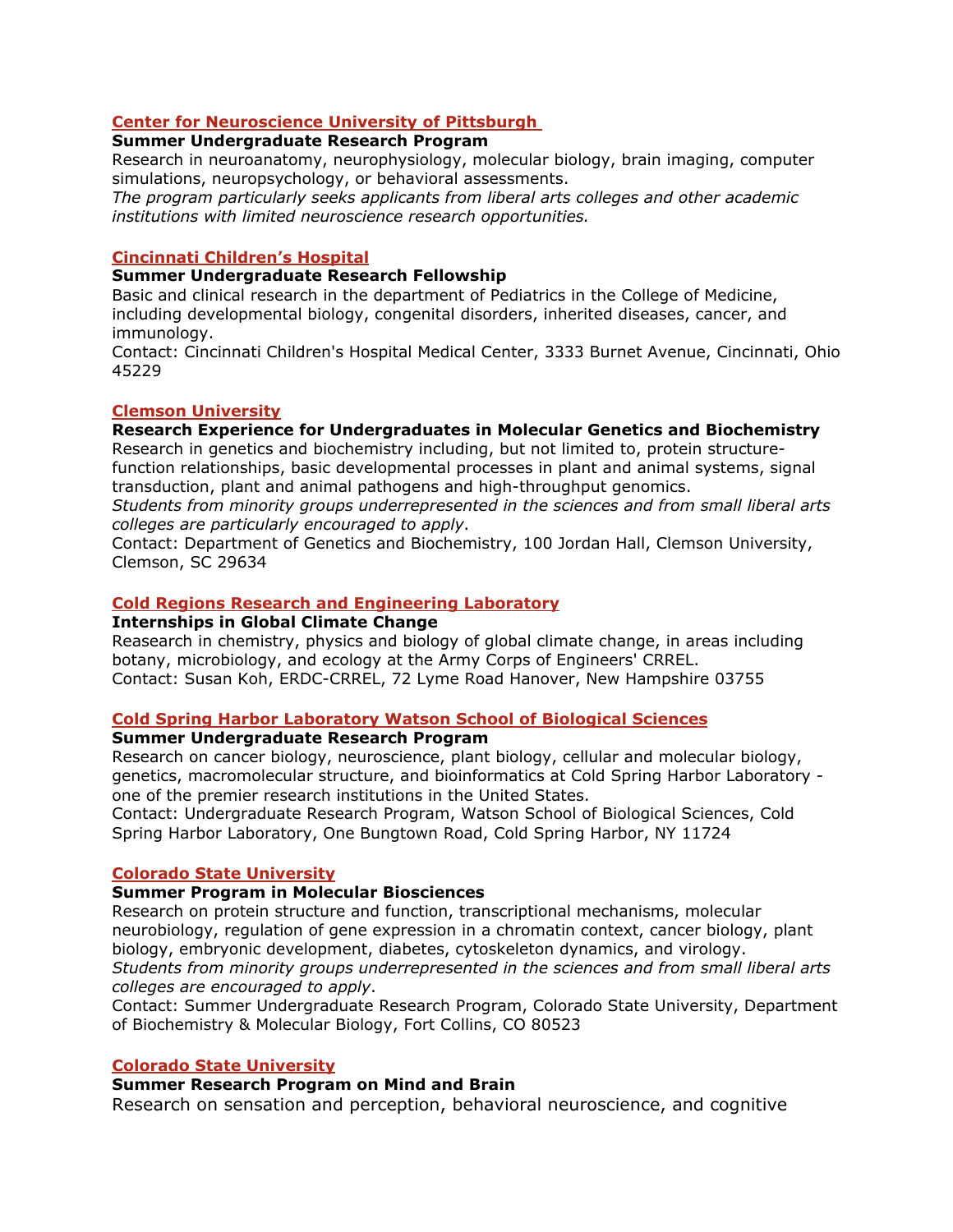### Center for Neuroscience University of Pittsburgh

**Summer Undergraduate Research Program**

Research in neuroanatomy, neurophysiology, molecular biology, brain imaging, computer simulations, neuropsychology, or behavioral assessments.

*The program particularly seeks applicants from liberal arts colleges and other academic institutions with limited neuroscience research opportunities.*

### Cincinnati Children's Hospital

**Summer Undergraduate Research Fellowship**

Basic and clinical research in the department of Pediatrics in the College of Medicine, including developmental biology, congenital disorders, inherited diseases, cancer, and immunology.

Contact: Cincinnati Children's Hospital Medical Center, 3333 Burnet Avenue, Cincinnati, Ohio 45229

### Clemson University

**Research Experience for Undergraduates in Molecular Genetics and Biochemistry**

Research in genetics and biochemistry including, but not limited to, protein structure-function relationships, basic developmental processes in plant and animal systems, signal transduction, plant and animal pathogens and high-throughput genomics.

*Students from minority groups underrepresented in the sciences and from small liberal arts colleges are particularly encouraged to apply*.

Contact: Department of Genetics and Biochemistry, 100 Jordan Hall, Clemson University, Clemson, SC 29634

### Cold Regions Research and Engineering Laboratory

**Internships in Global Climate Change**

Reasearch in chemistry, physics and biology of global climate change, in areas including botany, microbiology, and ecology at the Army Corps of Engineers' CRREL.

Contact: Susan Koh, ERDC-CRREL, 72 Lyme Road Hanover, New Hampshire 03755

### Cold Spring Harbor Laboratory Watson School of Biological Sciences

**Summer Undergraduate Research Program**

Research on cancer biology, neuroscience, plant biology, cellular and molecular biology, genetics, macromolecular structure, and bioinformatics at Cold Spring Harbor Laboratory - one of the premier research institutions in the United States.

Contact: Undergraduate Research Program, Watson School of Biological Sciences, Cold Spring Harbor Laboratory, One Bungtown Road, Cold Spring Harbor, NY 11724

### Colorado State University

**Summer Program in Molecular Biosciences**

Research on protein structure and function, transcriptional mechanisms, molecular neurobiology, regulation of gene expression in a chromatin context, cancer biology, plant biology, embryonic development, diabetes, cytoskeleton dynamics, and virology.

*Students from minority groups underrepresented in the sciences and from small liberal arts colleges are encouraged to apply*.

Contact: Summer Undergraduate Research Program, Colorado State University, Department of Biochemistry & Molecular Biology, Fort Collins, CO 80523

### Colorado State University

**Summer Research Program on Mind and Brain**

Research on sensation and perception, behavioral neuroscience, and cognitive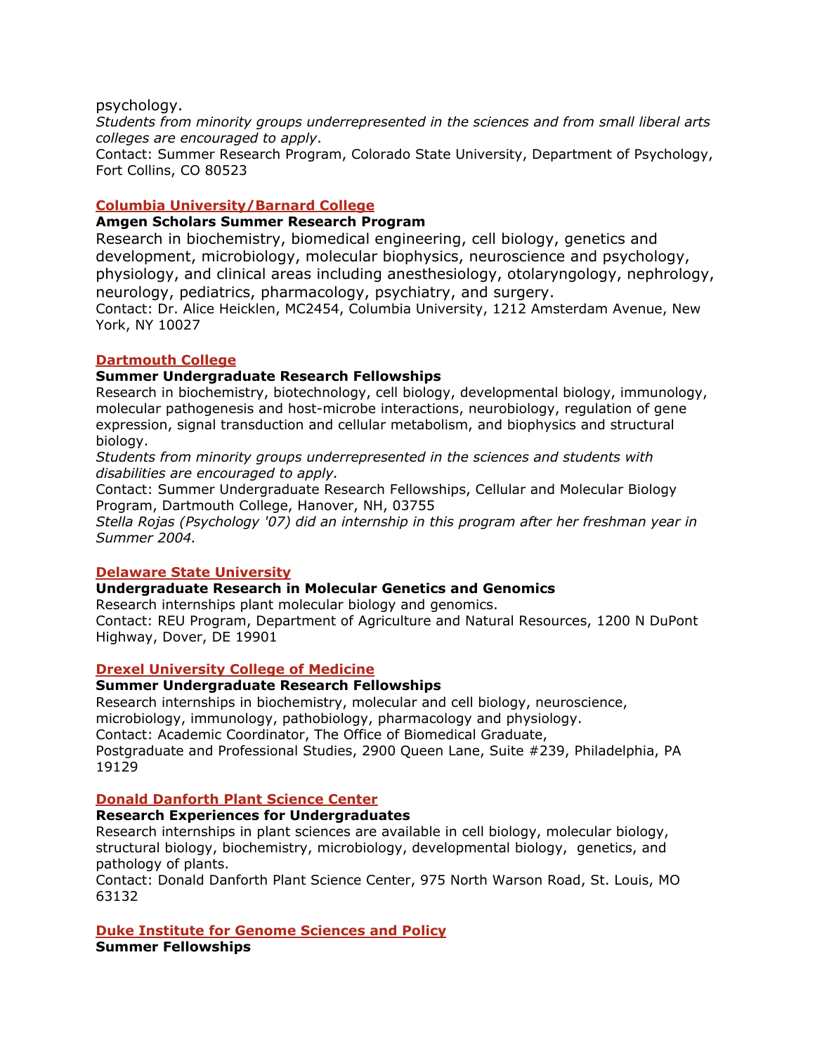psychology.

*Students from minority groups underrepresented in the sciences and from small liberal arts colleges are encouraged to apply*.

Contact: Summer Research Program, Colorado State University, Department of Psychology, Fort Collins, CO 80523

### Columbia University/Barnard College

**Amgen Scholars Summer Research Program**

Research in biochemistry, biomedical engineering, cell biology, genetics and development, microbiology, molecular biophysics, neuroscience and psychology, physiology, and clinical areas including anesthesiology, otolaryngology, nephrology, neurology, pediatrics, pharmacology, psychiatry, and surgery.

Contact: Dr. Alice Heicklen, MC2454, Columbia University, 1212 Amsterdam Avenue, New York, NY 10027

### Dartmouth College

**Summer Undergraduate Research Fellowships**

Research in biochemistry, biotechnology, cell biology, developmental biology, immunology, molecular pathogenesis and host-microbe interactions, neurobiology, regulation of gene expression, signal transduction and cellular metabolism, and biophysics and structural biology.

*Students from minority groups underrepresented in the sciences and students with disabilities are encouraged to apply.*

Contact: Summer Undergraduate Research Fellowships, Cellular and Molecular Biology Program, Dartmouth College, Hanover, NH, 03755

*Stella Rojas (Psychology '07) did an internship in this program after her freshman year in Summer 2004.*

### Delaware State University

**Undergraduate Research in Molecular Genetics and Genomics**

Research internships plant molecular biology and genomics.

Contact: REU Program, Department of Agriculture and Natural Resources, 1200 N DuPont Highway, Dover, DE 19901

### Drexel University College of Medicine

**Summer Undergraduate Research Fellowships**

Research internships in biochemistry, molecular and cell biology, neuroscience, microbiology, immunology, pathobiology, pharmacology and physiology.

Contact: Academic Coordinator, The Office of Biomedical Graduate, Postgraduate and Professional Studies, 2900 Queen Lane, Suite #239, Philadelphia, PA 19129

### Donald Danforth Plant Science Center

**Research Experiences for Undergraduates**

Research internships in plant sciences are available in cell biology, molecular biology, structural biology, biochemistry, microbiology, developmental biology, genetics, and pathology of plants.

Contact: Donald Danforth Plant Science Center, 975 North Warson Road, St. Louis, MO 63132

### Duke Institute for Genome Sciences and Policy

**Summer Fellowships**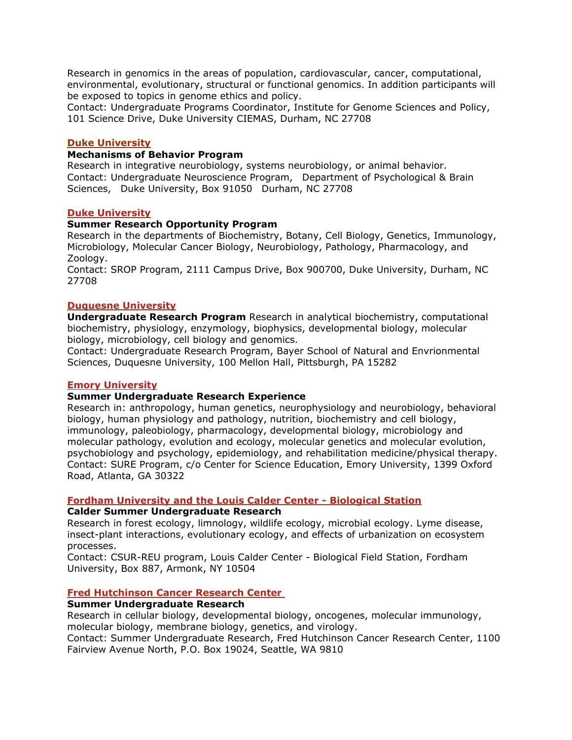Research in genomics in the areas of population, cardiovascular, cancer, computational, environmental, evolutionary, structural or functional genomics. In addition participants will be exposed to topics in genome ethics and policy.
Contact: Undergraduate Programs Coordinator, Institute for Genome Sciences and Policy, 101 Science Drive, Duke University CIEMAS, Durham, NC 27708

**Duke University**

**Mechanisms of Behavior Program**
Research in integrative neurobiology, systems neurobiology, or animal behavior.
Contact: Undergraduate Neuroscience Program, Department of Psychological & Brain Sciences, Duke University, Box 91050 Durham, NC 27708

**Duke University**

**Summer Research Opportunity Program**
Research in the departments of Biochemistry, Botany, Cell Biology, Genetics, Immunology, Microbiology, Molecular Cancer Biology, Neurobiology, Pathology, Pharmacology, and Zoology.
Contact: SROP Program, 2111 Campus Drive, Box 900700, Duke University, Durham, NC 27708

**Duquesne University**

**Undergraduate Research Program** Research in analytical biochemistry, computational biochemistry, physiology, enzymology, biophysics, developmental biology, molecular biology, microbiology, cell biology and genomics.
Contact: Undergraduate Research Program, Bayer School of Natural and Envrionmental Sciences, Duquesne University, 100 Mellon Hall, Pittsburgh, PA 15282

**Emory University**

**Summer Undergraduate Research Experience**
Research in: anthropology, human genetics, neurophysiology and neurobiology, behavioral biology, human physiology and pathology, nutrition, biochemistry and cell biology, immunology, paleobiology, pharmacology, developmental biology, microbiology and molecular pathology, evolution and ecology, molecular genetics and molecular evolution, psychobiology and psychology, epidemiology, and rehabilitation medicine/physical therapy.
Contact: SURE Program, c/o Center for Science Education, Emory University, 1399 Oxford Road, Atlanta, GA 30322

**Fordham University and the Louis Calder Center - Biological Station**

**Calder Summer Undergraduate Research**
Research in forest ecology, limnology, wildlife ecology, microbial ecology. Lyme disease, insect-plant interactions, evolutionary ecology, and effects of urbanization on ecosystem processes.
Contact: CSUR-REU program, Louis Calder Center - Biological Field Station, Fordham University, Box 887, Armonk, NY 10504

**Fred Hutchinson Cancer Research Center**

**Summer Undergraduate Research**
Research in cellular biology, developmental biology, oncogenes, molecular immunology, molecular biology, membrane biology, genetics, and virology.
Contact: Summer Undergraduate Research, Fred Hutchinson Cancer Research Center, 1100 Fairview Avenue North, P.O. Box 19024, Seattle, WA 9810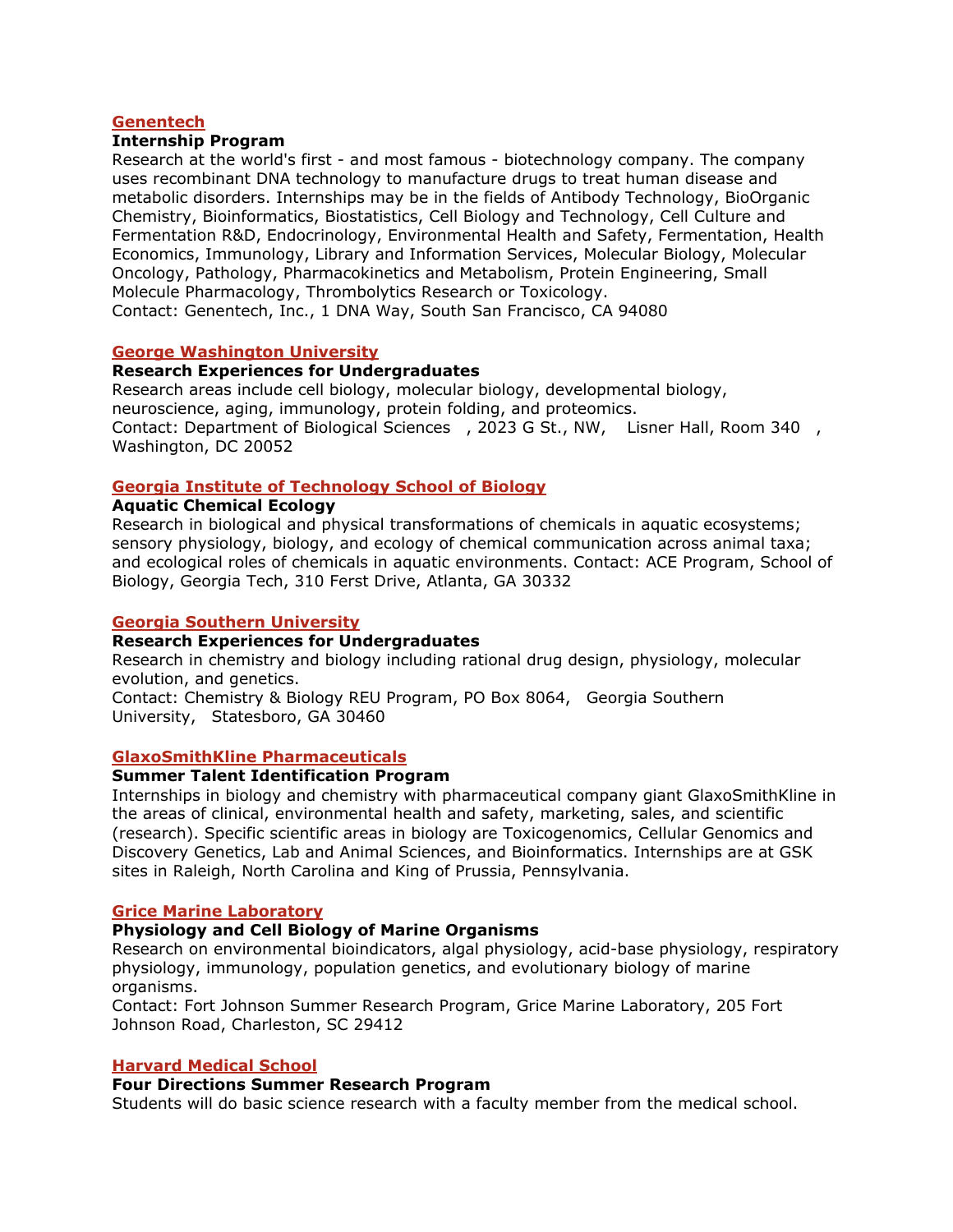### [Genentech]

**Internship Program**

Research at the world's first - and most famous - biotechnology company. The company uses recombinant DNA technology to manufacture drugs to treat human disease and metabolic disorders. Internships may be in the fields of Antibody Technology, BioOrganic Chemistry, Bioinformatics, Biostatistics, Cell Biology and Technology, Cell Culture and Fermentation R&D, Endocrinology, Environmental Health and Safety, Fermentation, Health Economics, Immunology, Library and Information Services, Molecular Biology, Molecular Oncology, Pathology, Pharmacokinetics and Metabolism, Protein Engineering, Small Molecule Pharmacology, Thrombolytics Research or Toxicology.
Contact: Genentech, Inc., 1 DNA Way, South San Francisco, CA 94080

### [George Washington University]

**Research Experiences for Undergraduates**

Research areas include cell biology, molecular biology, developmental biology, neuroscience, aging, immunology, protein folding, and proteomics.
Contact: Department of Biological Sciences , 2023 G St., NW, Lisner Hall, Room 340 , Washington, DC 20052

### [Georgia Institute of Technology School of Biology]

**Aquatic Chemical Ecology**

Research in biological and physical transformations of chemicals in aquatic ecosystems; sensory physiology, biology, and ecology of chemical communication across animal taxa; and ecological roles of chemicals in aquatic environments. Contact: ACE Program, School of Biology, Georgia Tech, 310 Ferst Drive, Atlanta, GA 30332

### [Georgia Southern University]

**Research Experiences for Undergraduates**

Research in chemistry and biology including rational drug design, physiology, molecular evolution, and genetics.
Contact: Chemistry & Biology REU Program, PO Box 8064, Georgia Southern University, Statesboro, GA 30460

### [GlaxoSmithKline Pharmaceuticals]

**Summer Talent Identification Program**

Internships in biology and chemistry with pharmaceutical company giant GlaxoSmithKline in the areas of clinical, environmental health and safety, marketing, sales, and scientific (research). Specific scientific areas in biology are Toxicogenomics, Cellular Genomics and Discovery Genetics, Lab and Animal Sciences, and Bioinformatics. Internships are at GSK sites in Raleigh, North Carolina and King of Prussia, Pennsylvania.

### [Grice Marine Laboratory]

**Physiology and Cell Biology of Marine Organisms**

Research on environmental bioindicators, algal physiology, acid-base physiology, respiratory physiology, immunology, population genetics, and evolutionary biology of marine organisms.
Contact: Fort Johnson Summer Research Program, Grice Marine Laboratory, 205 Fort Johnson Road, Charleston, SC 29412

### [Harvard Medical School]

**Four Directions Summer Research Program**

Students will do basic science research with a faculty member from the medical school.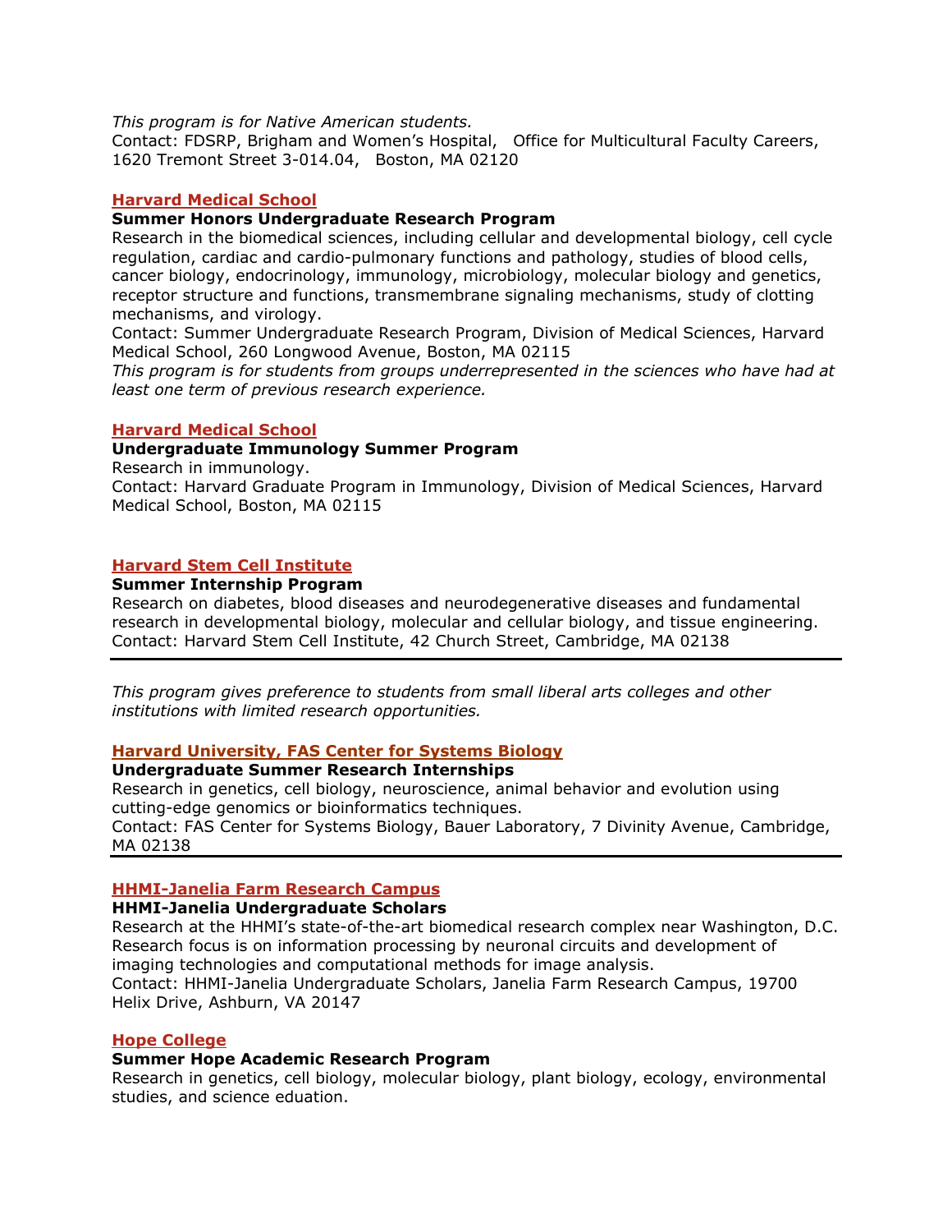*This program is for Native American students.*
Contact: FDSRP, Brigham and Women's Hospital, Office for Multicultural Faculty Careers, 1620 Tremont Street 3-014.04, Boston, MA 02120

### Harvard Medical School

**Summer Honors Undergraduate Research Program**
Research in the biomedical sciences, including cellular and developmental biology, cell cycle regulation, cardiac and cardio-pulmonary functions and pathology, studies of blood cells, cancer biology, endocrinology, immunology, microbiology, molecular biology and genetics, receptor structure and functions, transmembrane signaling mechanisms, study of clotting mechanisms, and virology.
Contact: Summer Undergraduate Research Program, Division of Medical Sciences, Harvard Medical School, 260 Longwood Avenue, Boston, MA 02115
*This program is for students from groups underrepresented in the sciences who have had at least one term of previous research experience.*

### Harvard Medical School

**Undergraduate Immunology Summer Program**
Research in immunology.
Contact: Harvard Graduate Program in Immunology, Division of Medical Sciences, Harvard Medical School, Boston, MA 02115

### Harvard Stem Cell Institute

**Summer Internship Program**
Research on diabetes, blood diseases and neurodegenerative diseases and fundamental research in developmental biology, molecular and cellular biology, and tissue engineering.
Contact: Harvard Stem Cell Institute, 42 Church Street, Cambridge, MA 02138

---

*This program gives preference to students from small liberal arts colleges and other institutions with limited research opportunities.*

### Harvard University, FAS Center for Systems Biology

**Undergraduate Summer Research Internships**
Research in genetics, cell biology, neuroscience, animal behavior and evolution using cutting-edge genomics or bioinformatics techniques.
Contact: FAS Center for Systems Biology, Bauer Laboratory, 7 Divinity Avenue, Cambridge, MA 02138

---

### HHMI-Janelia Farm Research Campus

**HHMI-Janelia Undergraduate Scholars**
Research at the HHMI's state-of-the-art biomedical research complex near Washington, D.C. Research focus is on information processing by neuronal circuits and development of imaging technologies and computational methods for image analysis.
Contact: HHMI-Janelia Undergraduate Scholars, Janelia Farm Research Campus, 19700 Helix Drive, Ashburn, VA 20147

### Hope College

**Summer Hope Academic Research Program**
Research in genetics, cell biology, molecular biology, plant biology, ecology, environmental studies, and science eduation.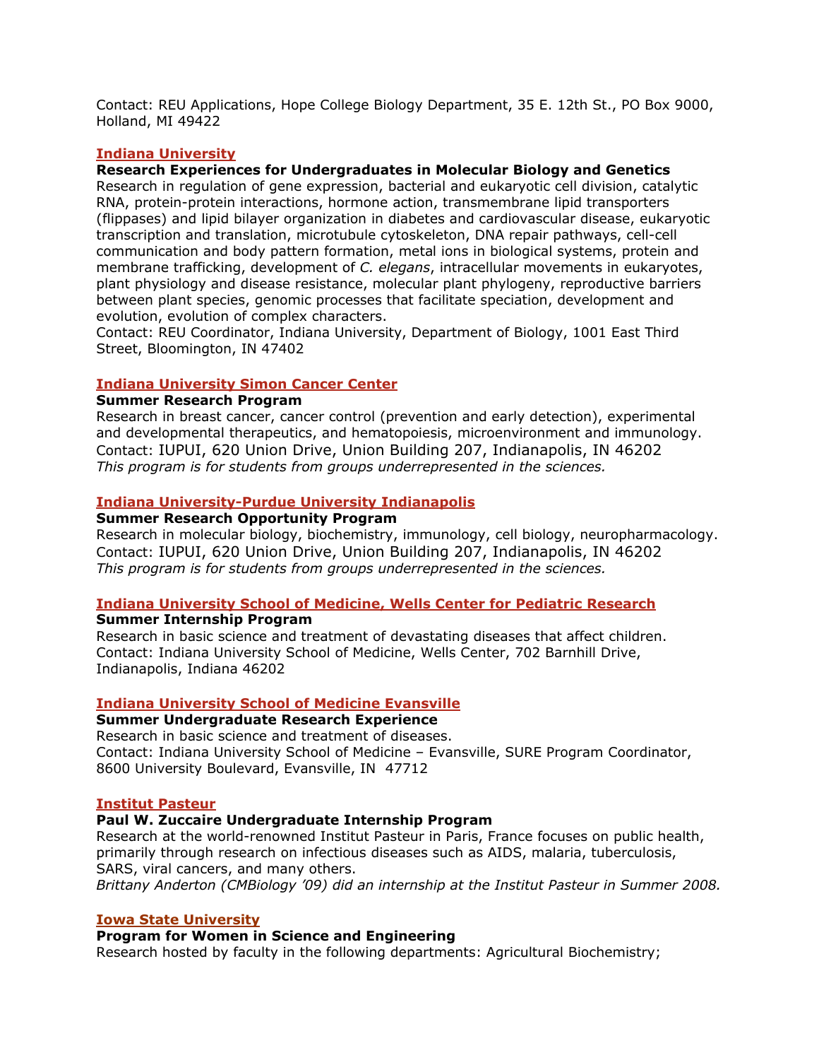Contact: REU Applications, Hope College Biology Department, 35 E. 12th St., PO Box 9000, Holland, MI 49422

**Indiana University**

**Research Experiences for Undergraduates in Molecular Biology and Genetics**

Research in regulation of gene expression, bacterial and eukaryotic cell division, catalytic RNA, protein-protein interactions, hormone action, transmembrane lipid transporters (flippases) and lipid bilayer organization in diabetes and cardiovascular disease, eukaryotic transcription and translation, microtubule cytoskeleton, DNA repair pathways, cell-cell communication and body pattern formation, metal ions in biological systems, protein and membrane trafficking, development of *C. elegans*, intracellular movements in eukaryotes, plant physiology and disease resistance, molecular plant phylogeny, reproductive barriers between plant species, genomic processes that facilitate speciation, development and evolution, evolution of complex characters.

Contact: REU Coordinator, Indiana University, Department of Biology, 1001 East Third Street, Bloomington, IN 47402

**Indiana University Simon Cancer Center**

**Summer Research Program**

Research in breast cancer, cancer control (prevention and early detection), experimental and developmental therapeutics, and hematopoiesis, microenvironment and immunology.

Contact: IUPUI, 620 Union Drive, Union Building 207, Indianapolis, IN 46202

*This program is for students from groups underrepresented in the sciences.*

**Indiana University-Purdue University Indianapolis**

**Summer Research Opportunity Program**

Research in molecular biology, biochemistry, immunology, cell biology, neuropharmacology.

Contact: IUPUI, 620 Union Drive, Union Building 207, Indianapolis, IN 46202

*This program is for students from groups underrepresented in the sciences.*

**Indiana University School of Medicine, Wells Center for Pediatric Research**

**Summer Internship Program**

Research in basic science and treatment of devastating diseases that affect children.

Contact: Indiana University School of Medicine, Wells Center, 702 Barnhill Drive, Indianapolis, Indiana 46202

**Indiana University School of Medicine Evansville**

**Summer Undergraduate Research Experience**

Research in basic science and treatment of diseases.

Contact: Indiana University School of Medicine – Evansville, SURE Program Coordinator, 8600 University Boulevard, Evansville, IN 47712

**Institut Pasteur**

**Paul W. Zuccaire Undergraduate Internship Program**

Research at the world-renowned Institut Pasteur in Paris, France focuses on public health, primarily through research on infectious diseases such as AIDS, malaria, tuberculosis, SARS, viral cancers, and many others.

*Brittany Anderton (CMBiology '09) did an internship at the Institut Pasteur in Summer 2008.*

**Iowa State University**

**Program for Women in Science and Engineering**

Research hosted by faculty in the following departments: Agricultural Biochemistry;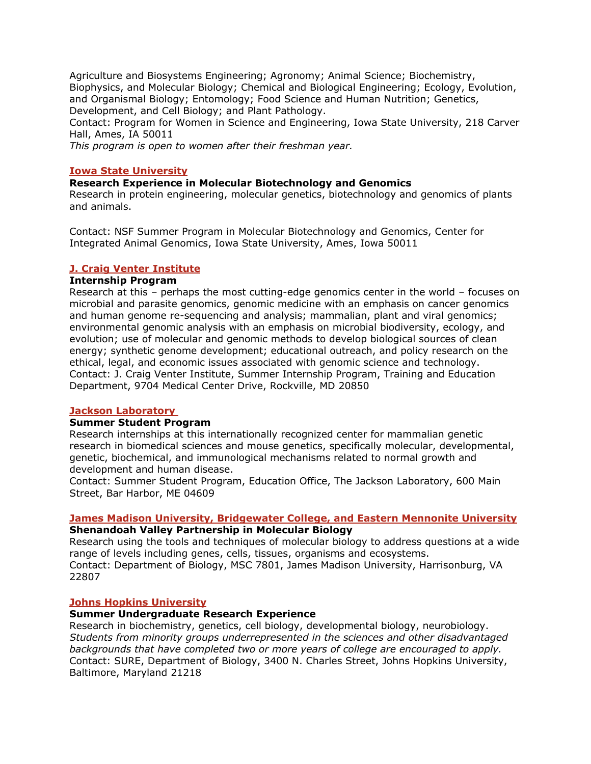Agriculture and Biosystems Engineering; Agronomy; Animal Science; Biochemistry, Biophysics, and Molecular Biology; Chemical and Biological Engineering; Ecology, Evolution, and Organismal Biology; Entomology; Food Science and Human Nutrition; Genetics, Development, and Cell Biology; and Plant Pathology.
Contact: Program for Women in Science and Engineering, Iowa State University, 218 Carver Hall, Ames, IA 50011
*This program is open to women after their freshman year.*

### Iowa State University

**Research Experience in Molecular Biotechnology and Genomics**
Research in protein engineering, molecular genetics, biotechnology and genomics of plants and animals.

Contact: NSF Summer Program in Molecular Biotechnology and Genomics, Center for Integrated Animal Genomics, Iowa State University, Ames, Iowa 50011

### J. Craig Venter Institute

**Internship Program**
Research at this – perhaps the most cutting-edge genomics center in the world – focuses on microbial and parasite genomics, genomic medicine with an emphasis on cancer genomics and human genome re-sequencing and analysis; mammalian, plant and viral genomics; environmental genomic analysis with an emphasis on microbial biodiversity, ecology, and evolution; use of molecular and genomic methods to develop biological sources of clean energy; synthetic genome development; educational outreach, and policy research on the ethical, legal, and economic issues associated with genomic science and technology.
Contact: J. Craig Venter Institute, Summer Internship Program, Training and Education Department, 9704 Medical Center Drive, Rockville, MD 20850

### Jackson Laboratory

**Summer Student Program**
Research internships at this internationally recognized center for mammalian genetic research in biomedical sciences and mouse genetics, specifically molecular, developmental, genetic, biochemical, and immunological mechanisms related to normal growth and development and human disease.
Contact: Summer Student Program, Education Office, The Jackson Laboratory, 600 Main Street, Bar Harbor, ME 04609

### James Madison University, Bridgewater College, and Eastern Mennonite University

**Shenandoah Valley Partnership in Molecular Biology**
Research using the tools and techniques of molecular biology to address questions at a wide range of levels including genes, cells, tissues, organisms and ecosystems.
Contact: Department of Biology, MSC 7801, James Madison University, Harrisonburg, VA 22807

### Johns Hopkins University

**Summer Undergraduate Research Experience**
Research in biochemistry, genetics, cell biology, developmental biology, neurobiology.
*Students from minority groups underrepresented in the sciences and other disadvantaged backgrounds that have completed two or more years of college are encouraged to apply.*
Contact: SURE, Department of Biology, 3400 N. Charles Street, Johns Hopkins University, Baltimore, Maryland 21218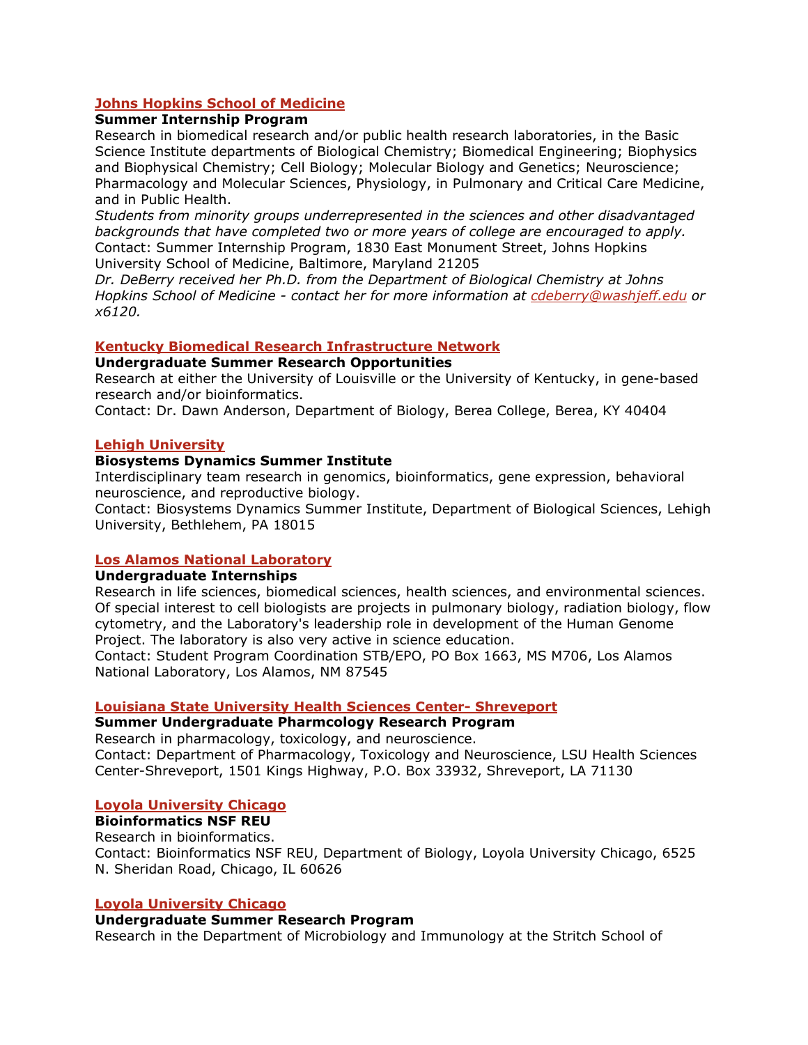**Johns Hopkins School of Medicine**

**Summer Internship Program**

Research in biomedical research and/or public health research laboratories, in the Basic Science Institute departments of Biological Chemistry; Biomedical Engineering; Biophysics and Biophysical Chemistry; Cell Biology; Molecular Biology and Genetics; Neuroscience; Pharmacology and Molecular Sciences, Physiology, in Pulmonary and Critical Care Medicine, and in Public Health.

*Students from minority groups underrepresented in the sciences and other disadvantaged backgrounds that have completed two or more years of college are encouraged to apply.*

Contact: Summer Internship Program, 1830 East Monument Street, Johns Hopkins University School of Medicine, Baltimore, Maryland 21205

*Dr. DeBerry received her Ph.D. from the Department of Biological Chemistry at Johns Hopkins School of Medicine - contact her for more information at cdeberry@washjeff.edu or x6120.*

**Kentucky Biomedical Research Infrastructure Network**

**Undergraduate Summer Research Opportunities**

Research at either the University of Louisville or the University of Kentucky, in gene-based research and/or bioinformatics.

Contact: Dr. Dawn Anderson, Department of Biology, Berea College, Berea, KY 40404

**Lehigh University**

**Biosystems Dynamics Summer Institute**

Interdisciplinary team research in genomics, bioinformatics, gene expression, behavioral neuroscience, and reproductive biology.

Contact: Biosystems Dynamics Summer Institute, Department of Biological Sciences, Lehigh University, Bethlehem, PA 18015

**Los Alamos National Laboratory**

**Undergraduate Internships**

Research in life sciences, biomedical sciences, health sciences, and environmental sciences. Of special interest to cell biologists are projects in pulmonary biology, radiation biology, flow cytometry, and the Laboratory's leadership role in development of the Human Genome Project. The laboratory is also very active in science education.

Contact: Student Program Coordination STB/EPO, PO Box 1663, MS M706, Los Alamos National Laboratory, Los Alamos, NM 87545

**Louisiana State University Health Sciences Center- Shreveport**

**Summer Undergraduate Pharmcology Research Program**

Research in pharmacology, toxicology, and neuroscience.

Contact: Department of Pharmacology, Toxicology and Neuroscience, LSU Health Sciences Center-Shreveport, 1501 Kings Highway, P.O. Box 33932, Shreveport, LA 71130

**Loyola University Chicago**

**Bioinformatics NSF REU**

Research in bioinformatics.

Contact: Bioinformatics NSF REU, Department of Biology, Loyola University Chicago, 6525 N. Sheridan Road, Chicago, IL 60626

**Loyola University Chicago**

**Undergraduate Summer Research Program**

Research in the Department of Microbiology and Immunology at the Stritch School of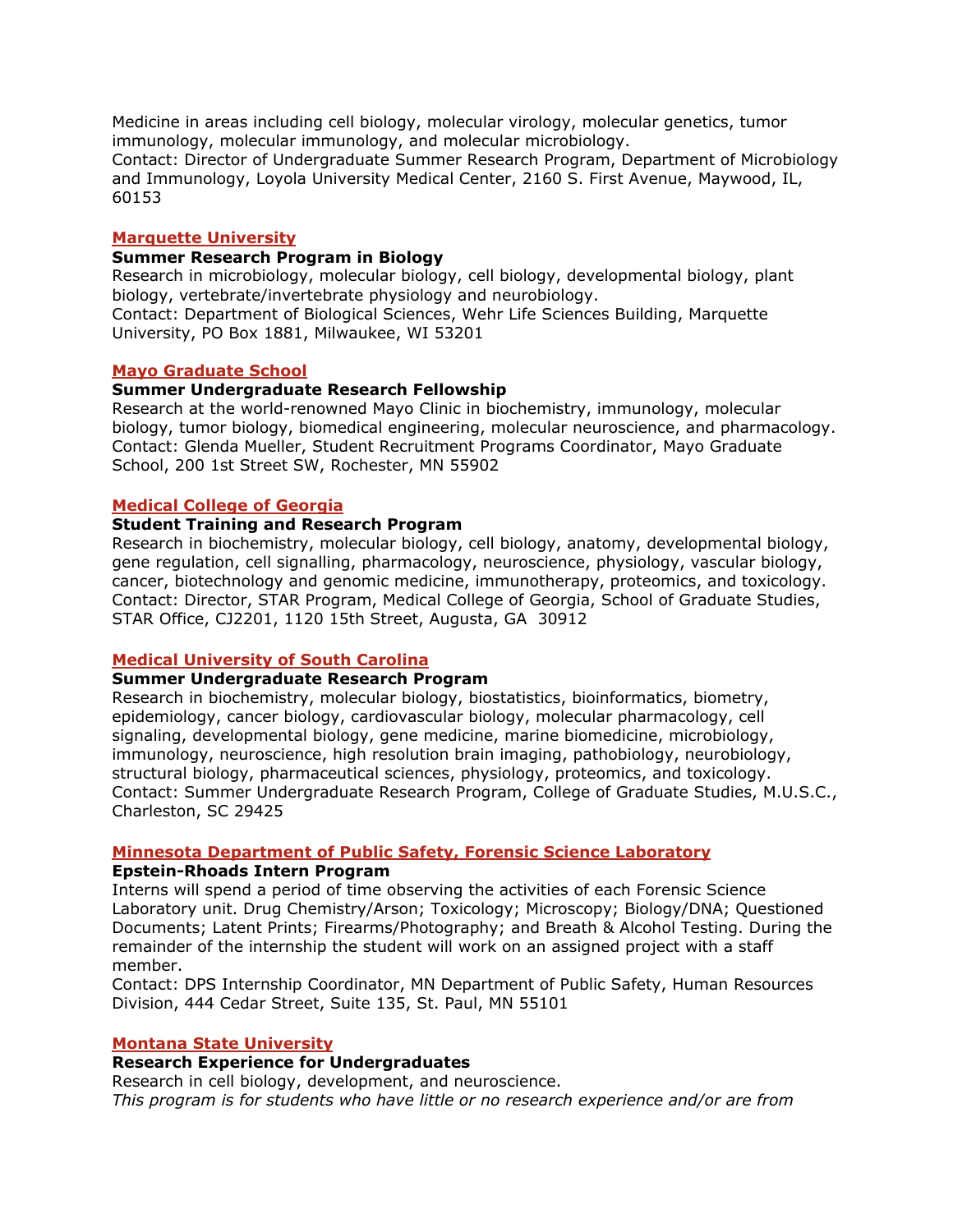Medicine in areas including cell biology, molecular virology, molecular genetics, tumor immunology, molecular immunology, and molecular microbiology.
Contact: Director of Undergraduate Summer Research Program, Department of Microbiology and Immunology, Loyola University Medical Center, 2160 S. First Avenue, Maywood, IL, 60153

### Marquette University

**Summer Research Program in Biology**
Research in microbiology, molecular biology, cell biology, developmental biology, plant biology, vertebrate/invertebrate physiology and neurobiology.
Contact: Department of Biological Sciences, Wehr Life Sciences Building, Marquette University, PO Box 1881, Milwaukee, WI 53201

### Mayo Graduate School

**Summer Undergraduate Research Fellowship**
Research at the world-renowned Mayo Clinic in biochemistry, immunology, molecular biology, tumor biology, biomedical engineering, molecular neuroscience, and pharmacology.
Contact: Glenda Mueller, Student Recruitment Programs Coordinator, Mayo Graduate School, 200 1st Street SW, Rochester, MN 55902

### Medical College of Georgia

**Student Training and Research Program**
Research in biochemistry, molecular biology, cell biology, anatomy, developmental biology, gene regulation, cell signalling, pharmacology, neuroscience, physiology, vascular biology, cancer, biotechnology and genomic medicine, immunotherapy, proteomics, and toxicology.
Contact: Director, STAR Program, Medical College of Georgia, School of Graduate Studies, STAR Office, CJ2201, 1120 15th Street, Augusta, GA 30912

### Medical University of South Carolina

**Summer Undergraduate Research Program**
Research in biochemistry, molecular biology, biostatistics, bioinformatics, biometry, epidemiology, cancer biology, cardiovascular biology, molecular pharmacology, cell signaling, developmental biology, gene medicine, marine biomedicine, microbiology, immunology, neuroscience, high resolution brain imaging, pathobiology, neurobiology, structural biology, pharmaceutical sciences, physiology, proteomics, and toxicology.
Contact: Summer Undergraduate Research Program, College of Graduate Studies, M.U.S.C., Charleston, SC 29425

### Minnesota Department of Public Safety, Forensic Science Laboratory

**Epstein-Rhoads Intern Program**
Interns will spend a period of time observing the activities of each Forensic Science Laboratory unit. Drug Chemistry/Arson; Toxicology; Microscopy; Biology/DNA; Questioned Documents; Latent Prints; Firearms/Photography; and Breath & Alcohol Testing. During the remainder of the internship the student will work on an assigned project with a staff member.
Contact: DPS Internship Coordinator, MN Department of Public Safety, Human Resources Division, 444 Cedar Street, Suite 135, St. Paul, MN 55101

### Montana State University

**Research Experience for Undergraduates**
Research in cell biology, development, and neuroscience.
*This program is for students who have little or no research experience and/or are from*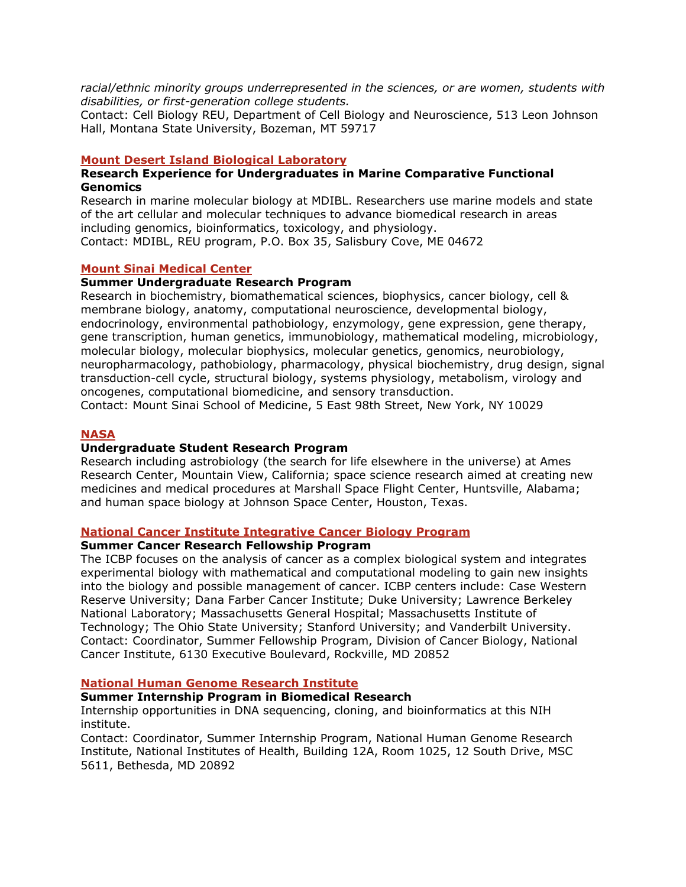*racial/ethnic minority groups underrepresented in the sciences, or are women, students with disabilities, or first-generation college students.*
Contact: Cell Biology REU, Department of Cell Biology and Neuroscience, 513 Leon Johnson Hall, Montana State University, Bozeman, MT 59717

### Mount Desert Island Biological Laboratory

**Research Experience for Undergraduates in Marine Comparative Functional Genomics**
Research in marine molecular biology at MDIBL. Researchers use marine models and state of the art cellular and molecular techniques to advance biomedical research in areas including genomics, bioinformatics, toxicology, and physiology.
Contact: MDIBL, REU program, P.O. Box 35, Salisbury Cove, ME 04672

### Mount Sinai Medical Center

**Summer Undergraduate Research Program**
Research in biochemistry, biomathematical sciences, biophysics, cancer biology, cell & membrane biology, anatomy, computational neuroscience, developmental biology, endocrinology, environmental pathobiology, enzymology, gene expression, gene therapy, gene transcription, human genetics, immunobiology, mathematical modeling, microbiology, molecular biology, molecular biophysics, molecular genetics, genomics, neurobiology, neuropharmacology, pathobiology, pharmacology, physical biochemistry, drug design, signal transduction-cell cycle, structural biology, systems physiology, metabolism, virology and oncogenes, computational biomedicine, and sensory transduction.
Contact: Mount Sinai School of Medicine, 5 East 98th Street, New York, NY 10029

### NASA

**Undergraduate Student Research Program**
Research including astrobiology (the search for life elsewhere in the universe) at Ames Research Center, Mountain View, California; space science research aimed at creating new medicines and medical procedures at Marshall Space Flight Center, Huntsville, Alabama; and human space biology at Johnson Space Center, Houston, Texas.

### National Cancer Institute Integrative Cancer Biology Program

**Summer Cancer Research Fellowship Program**
The ICBP focuses on the analysis of cancer as a complex biological system and integrates experimental biology with mathematical and computational modeling to gain new insights into the biology and possible management of cancer. ICBP centers include: Case Western Reserve University; Dana Farber Cancer Institute; Duke University; Lawrence Berkeley National Laboratory; Massachusetts General Hospital; Massachusetts Institute of Technology; The Ohio State University; Stanford University; and Vanderbilt University.
Contact: Coordinator, Summer Fellowship Program, Division of Cancer Biology, National Cancer Institute, 6130 Executive Boulevard, Rockville, MD 20852

### National Human Genome Research Institute

**Summer Internship Program in Biomedical Research**
Internship opportunities in DNA sequencing, cloning, and bioinformatics at this NIH institute.
Contact: Coordinator, Summer Internship Program, National Human Genome Research Institute, National Institutes of Health, Building 12A, Room 1025, 12 South Drive, MSC 5611, Bethesda, MD 20892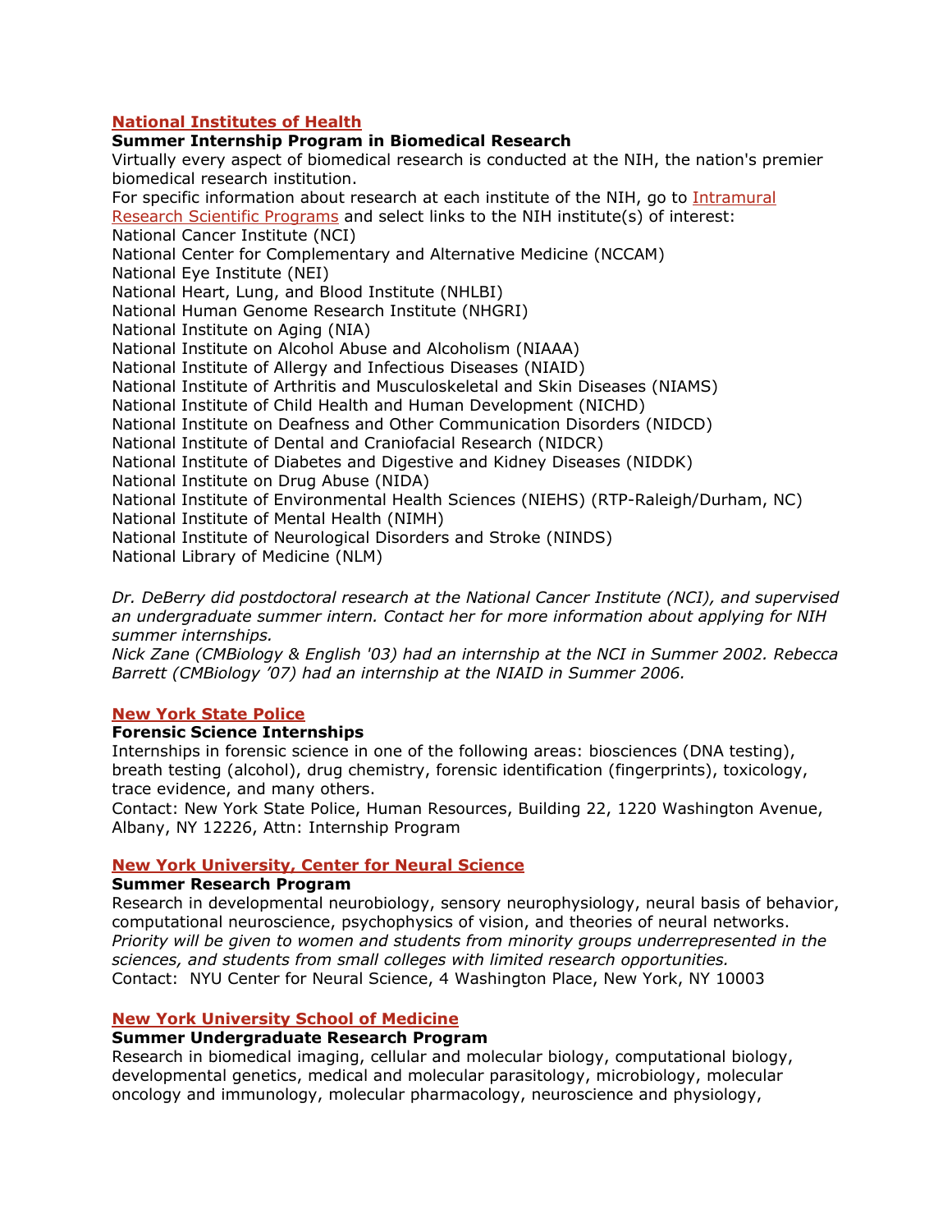**National Institutes of Health**

**Summer Internship Program in Biomedical Research**

Virtually every aspect of biomedical research is conducted at the NIH, the nation's premier biomedical research institution.

For specific information about research at each institute of the NIH, go to Intramural Research Scientific Programs and select links to the NIH institute(s) of interest:

National Cancer Institute (NCI)
National Center for Complementary and Alternative Medicine (NCCAM)
National Eye Institute (NEI)
National Heart, Lung, and Blood Institute (NHLBI)
National Human Genome Research Institute (NHGRI)
National Institute on Aging (NIA)
National Institute on Alcohol Abuse and Alcoholism (NIAAA)
National Institute of Allergy and Infectious Diseases (NIAID)
National Institute of Arthritis and Musculoskeletal and Skin Diseases (NIAMS)
National Institute of Child Health and Human Development (NICHD)
National Institute on Deafness and Other Communication Disorders (NIDCD)
National Institute of Dental and Craniofacial Research (NIDCR)
National Institute of Diabetes and Digestive and Kidney Diseases (NIDDK)
National Institute on Drug Abuse (NIDA)
National Institute of Environmental Health Sciences (NIEHS) (RTP-Raleigh/Durham, NC)
National Institute of Mental Health (NIMH)
National Institute of Neurological Disorders and Stroke (NINDS)
National Library of Medicine (NLM)

*Dr. DeBerry did postdoctoral research at the National Cancer Institute (NCI), and supervised an undergraduate summer intern. Contact her for more information about applying for NIH summer internships.*

*Nick Zane (CMBiology & English '03) had an internship at the NCI in Summer 2002. Rebecca Barrett (CMBiology '07) had an internship at the NIAID in Summer 2006.*

**New York State Police**

**Forensic Science Internships**

Internships in forensic science in one of the following areas: biosciences (DNA testing), breath testing (alcohol), drug chemistry, forensic identification (fingerprints), toxicology, trace evidence, and many others.

Contact: New York State Police, Human Resources, Building 22, 1220 Washington Avenue, Albany, NY 12226, Attn: Internship Program

**New York University, Center for Neural Science**

**Summer Research Program**

Research in developmental neurobiology, sensory neurophysiology, neural basis of behavior, computational neuroscience, psychophysics of vision, and theories of neural networks.

*Priority will be given to women and students from minority groups underrepresented in the sciences, and students from small colleges with limited research opportunities.*

Contact: NYU Center for Neural Science, 4 Washington Place, New York, NY 10003

**New York University School of Medicine**

**Summer Undergraduate Research Program**

Research in biomedical imaging, cellular and molecular biology, computational biology, developmental genetics, medical and molecular parasitology, microbiology, molecular oncology and immunology, molecular pharmacology, neuroscience and physiology,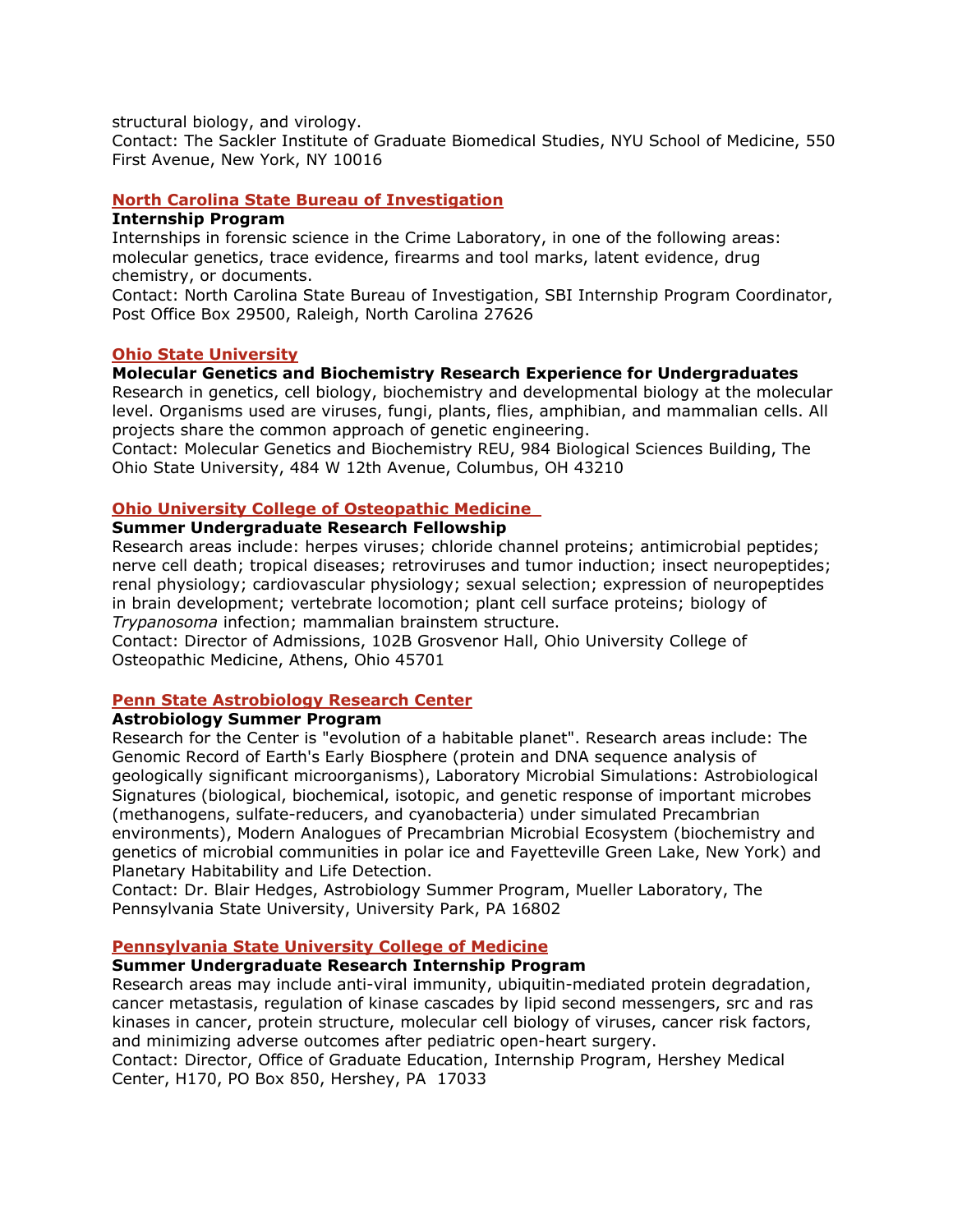structural biology, and virology.
Contact: The Sackler Institute of Graduate Biomedical Studies, NYU School of Medicine, 550 First Avenue, New York, NY 10016

### North Carolina State Bureau of Investigation

**Internship Program**

Internships in forensic science in the Crime Laboratory, in one of the following areas: molecular genetics, trace evidence, firearms and tool marks, latent evidence, drug chemistry, or documents.
Contact: North Carolina State Bureau of Investigation, SBI Internship Program Coordinator, Post Office Box 29500, Raleigh, North Carolina 27626

### Ohio State University

**Molecular Genetics and Biochemistry Research Experience for Undergraduates**

Research in genetics, cell biology, biochemistry and developmental biology at the molecular level. Organisms used are viruses, fungi, plants, flies, amphibian, and mammalian cells. All projects share the common approach of genetic engineering.
Contact: Molecular Genetics and Biochemistry REU, 984 Biological Sciences Building, The Ohio State University, 484 W 12th Avenue, Columbus, OH 43210

### Ohio University College of Osteopathic Medicine

**Summer Undergraduate Research Fellowship**

Research areas include: herpes viruses; chloride channel proteins; antimicrobial peptides; nerve cell death; tropical diseases; retroviruses and tumor induction; insect neuropeptides; renal physiology; cardiovascular physiology; sexual selection; expression of neuropeptides in brain development; vertebrate locomotion; plant cell surface proteins; biology of *Trypanosoma* infection; mammalian brainstem structure.
Contact: Director of Admissions, 102B Grosvenor Hall, Ohio University College of Osteopathic Medicine, Athens, Ohio 45701

### Penn State Astrobiology Research Center

**Astrobiology Summer Program**

Research for the Center is "evolution of a habitable planet". Research areas include: The Genomic Record of Earth's Early Biosphere (protein and DNA sequence analysis of geologically significant microorganisms), Laboratory Microbial Simulations: Astrobiological Signatures (biological, biochemical, isotopic, and genetic response of important microbes (methanogens, sulfate-reducers, and cyanobacteria) under simulated Precambrian environments), Modern Analogues of Precambrian Microbial Ecosystem (biochemistry and genetics of microbial communities in polar ice and Fayetteville Green Lake, New York) and Planetary Habitability and Life Detection.
Contact: Dr. Blair Hedges, Astrobiology Summer Program, Mueller Laboratory, The Pennsylvania State University, University Park, PA 16802

### Pennsylvania State University College of Medicine

**Summer Undergraduate Research Internship Program**

Research areas may include anti-viral immunity, ubiquitin-mediated protein degradation, cancer metastasis, regulation of kinase cascades by lipid second messengers, src and ras kinases in cancer, protein structure, molecular cell biology of viruses, cancer risk factors, and minimizing adverse outcomes after pediatric open-heart surgery.
Contact: Director, Office of Graduate Education, Internship Program, Hershey Medical Center, H170, PO Box 850, Hershey, PA 17033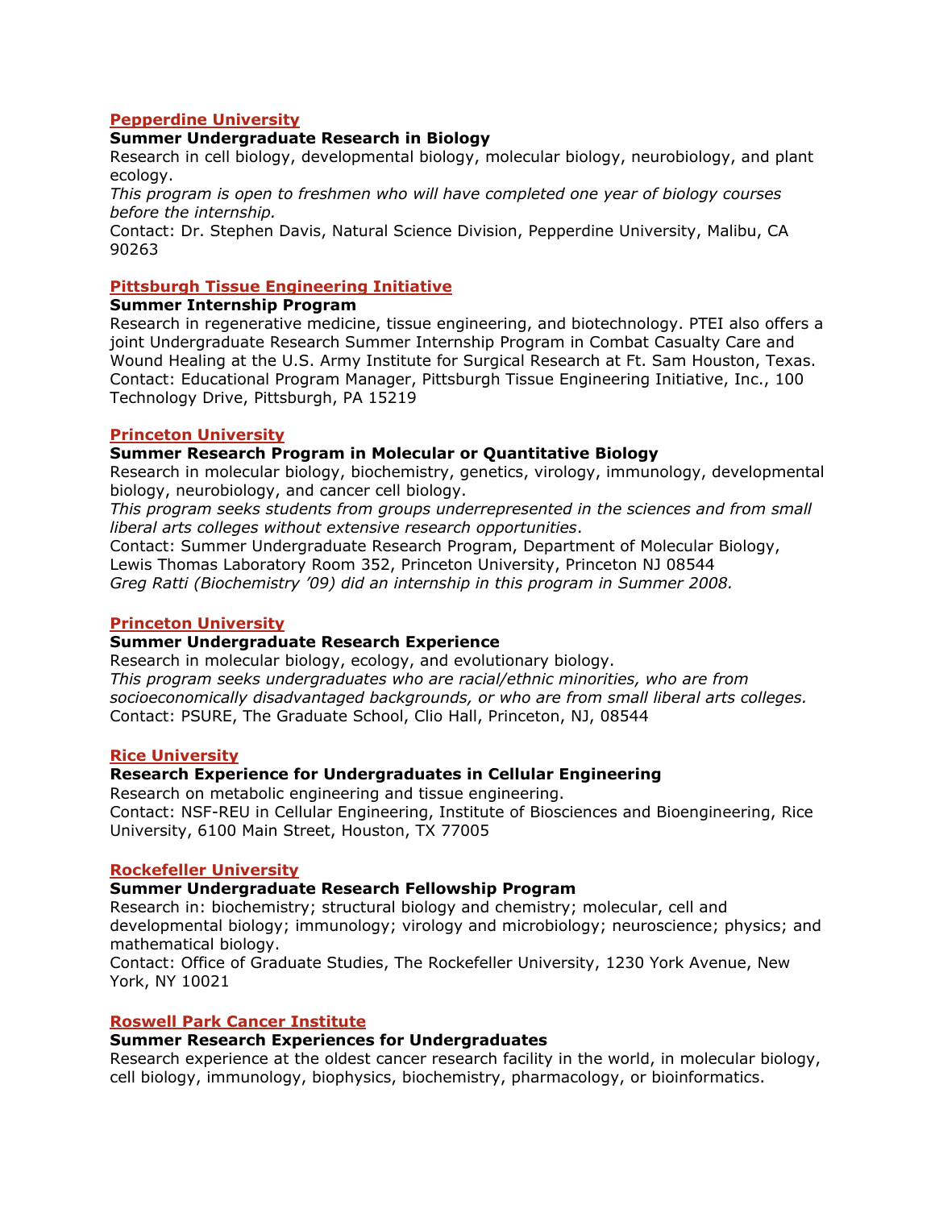**Pepperdine University**

**Summer Undergraduate Research in Biology**

Research in cell biology, developmental biology, molecular biology, neurobiology, and plant ecology.

*This program is open to freshmen who will have completed one year of biology courses before the internship.*

Contact: Dr. Stephen Davis, Natural Science Division, Pepperdine University, Malibu, CA 90263

**Pittsburgh Tissue Engineering Initiative**

**Summer Internship Program**

Research in regenerative medicine, tissue engineering, and biotechnology. PTEI also offers a joint Undergraduate Research Summer Internship Program in Combat Casualty Care and Wound Healing at the U.S. Army Institute for Surgical Research at Ft. Sam Houston, Texas.
Contact: Educational Program Manager, Pittsburgh Tissue Engineering Initiative, Inc., 100 Technology Drive, Pittsburgh, PA 15219

**Princeton University**

**Summer Research Program in Molecular or Quantitative Biology**

Research in molecular biology, biochemistry, genetics, virology, immunology, developmental biology, neurobiology, and cancer cell biology.

*This program seeks students from groups underrepresented in the sciences and from small liberal arts colleges without extensive research opportunities*.

Contact: Summer Undergraduate Research Program, Department of Molecular Biology, Lewis Thomas Laboratory Room 352, Princeton University, Princeton NJ 08544

*Greg Ratti (Biochemistry '09) did an internship in this program in Summer 2008.*

**Princeton University**

**Summer Undergraduate Research Experience**

Research in molecular biology, ecology, and evolutionary biology.

*This program seeks undergraduates who are racial/ethnic minorities, who are from socioeconomically disadvantaged backgrounds, or who are from small liberal arts colleges.*

Contact: PSURE, The Graduate School, Clio Hall, Princeton, NJ, 08544

**Rice University**

**Research Experience for Undergraduates in Cellular Engineering**

Research on metabolic engineering and tissue engineering.

Contact: NSF-REU in Cellular Engineering, Institute of Biosciences and Bioengineering, Rice University, 6100 Main Street, Houston, TX 77005

**Rockefeller University**

**Summer Undergraduate Research Fellowship Program**

Research in: biochemistry; structural biology and chemistry; molecular, cell and developmental biology; immunology; virology and microbiology; neuroscience; physics; and mathematical biology.

Contact: Office of Graduate Studies, The Rockefeller University, 1230 York Avenue, New York, NY 10021

**Roswell Park Cancer Institute**

**Summer Research Experiences for Undergraduates**

Research experience at the oldest cancer research facility in the world, in molecular biology, cell biology, immunology, biophysics, biochemistry, pharmacology, or bioinformatics.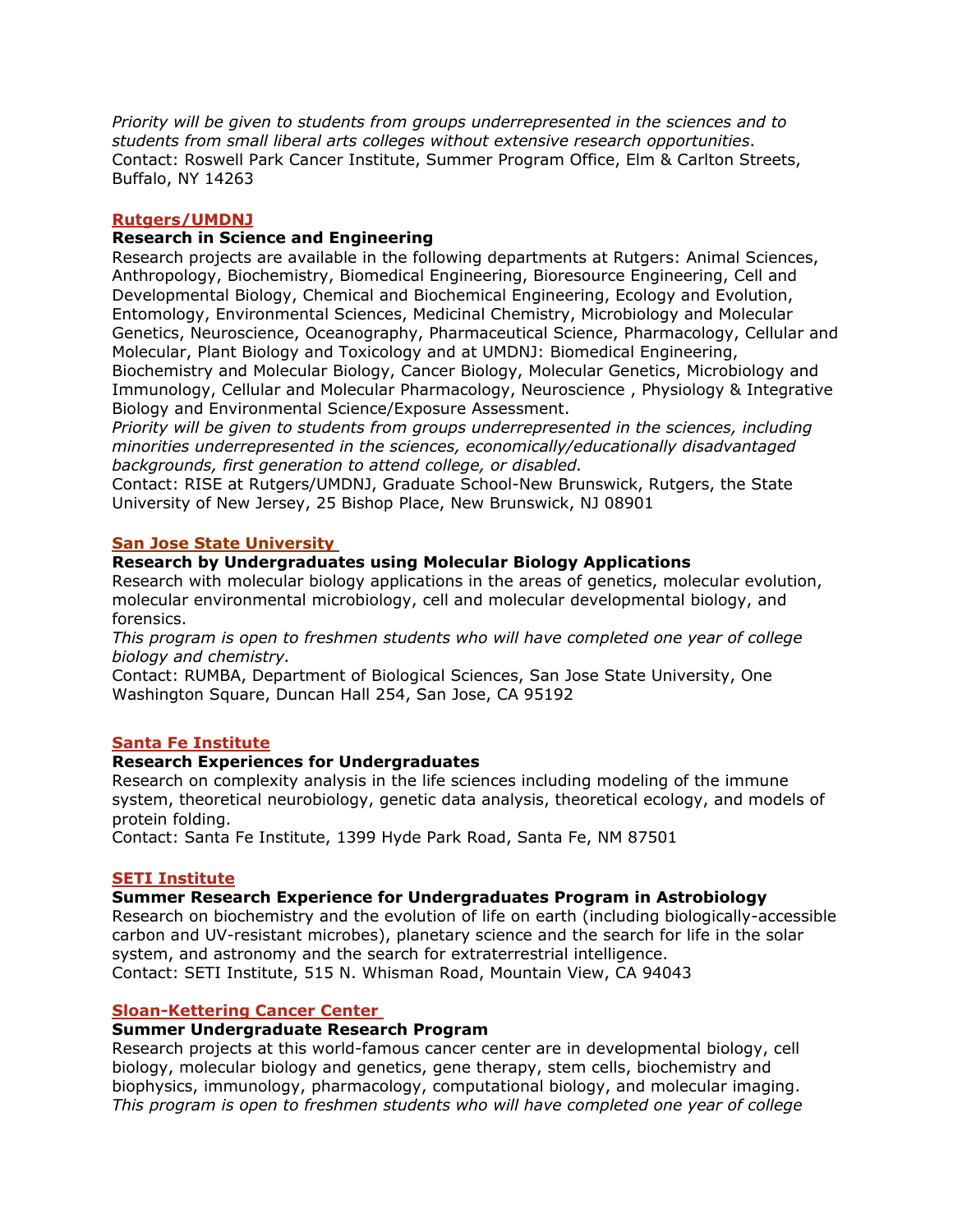*Priority will be given to students from groups underrepresented in the sciences and to students from small liberal arts colleges without extensive research opportunities*.
Contact: Roswell Park Cancer Institute, Summer Program Office, Elm & Carlton Streets, Buffalo, NY 14263

### Rutgers/UMDNJ

**Research in Science and Engineering**
Research projects are available in the following departments at Rutgers: Animal Sciences, Anthropology, Biochemistry, Biomedical Engineering, Bioresource Engineering, Cell and Developmental Biology, Chemical and Biochemical Engineering, Ecology and Evolution, Entomology, Environmental Sciences, Medicinal Chemistry, Microbiology and Molecular Genetics, Neuroscience, Oceanography, Pharmaceutical Science, Pharmacology, Cellular and Molecular, Plant Biology and Toxicology and at UMDNJ: Biomedical Engineering, Biochemistry and Molecular Biology, Cancer Biology, Molecular Genetics, Microbiology and Immunology, Cellular and Molecular Pharmacology, Neuroscience , Physiology & Integrative Biology and Environmental Science/Exposure Assessment.
*Priority will be given to students from groups underrepresented in the sciences, including minorities underrepresented in the sciences, economically/educationally disadvantaged backgrounds, first generation to attend college, or disabled.*
Contact: RISE at Rutgers/UMDNJ, Graduate School-New Brunswick, Rutgers, the State University of New Jersey, 25 Bishop Place, New Brunswick, NJ 08901

### San Jose State University

**Research by Undergraduates using Molecular Biology Applications**
Research with molecular biology applications in the areas of genetics, molecular evolution, molecular environmental microbiology, cell and molecular developmental biology, and forensics.
*This program is open to freshmen students who will have completed one year of college biology and chemistry.*
Contact: RUMBA, Department of Biological Sciences, San Jose State University, One Washington Square, Duncan Hall 254, San Jose, CA 95192

### Santa Fe Institute

**Research Experiences for Undergraduates**
Research on complexity analysis in the life sciences including modeling of the immune system, theoretical neurobiology, genetic data analysis, theoretical ecology, and models of protein folding.
Contact: Santa Fe Institute, 1399 Hyde Park Road, Santa Fe, NM 87501

### SETI Institute

**Summer Research Experience for Undergraduates Program in Astrobiology**
Research on biochemistry and the evolution of life on earth (including biologically-accessible carbon and UV-resistant microbes), planetary science and the search for life in the solar system, and astronomy and the search for extraterrestrial intelligence.
Contact: SETI Institute, 515 N. Whisman Road, Mountain View, CA 94043

### Sloan-Kettering Cancer Center

**Summer Undergraduate Research Program**
Research projects at this world-famous cancer center are in developmental biology, cell biology, molecular biology and genetics, gene therapy, stem cells, biochemistry and biophysics, immunology, pharmacology, computational biology, and molecular imaging.
*This program is open to freshmen students who will have completed one year of college*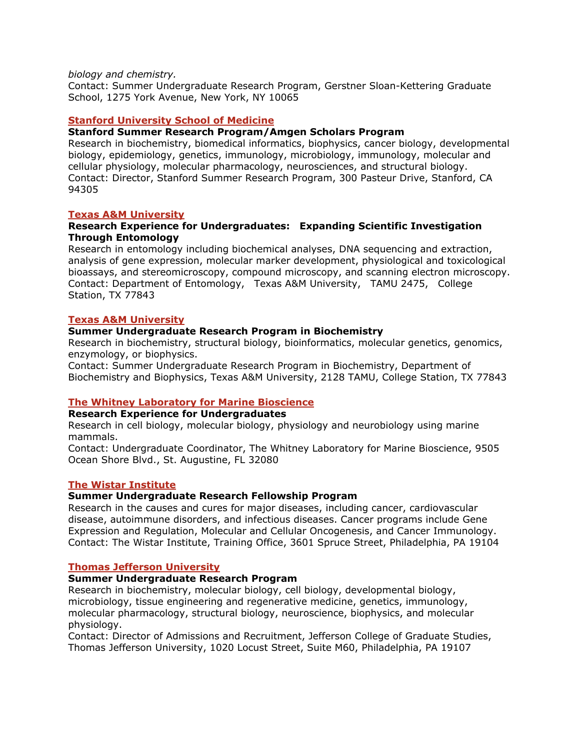*biology and chemistry.*
Contact: Summer Undergraduate Research Program, Gerstner Sloan-Kettering Graduate School, 1275 York Avenue, New York, NY 10065

### Stanford University School of Medicine

**Stanford Summer Research Program/Amgen Scholars Program**
Research in biochemistry, biomedical informatics, biophysics, cancer biology, developmental biology, epidemiology, genetics, immunology, microbiology, immunology, molecular and cellular physiology, molecular pharmacology, neurosciences, and structural biology.
Contact: Director, Stanford Summer Research Program, 300 Pasteur Drive, Stanford, CA 94305

### Texas A&M University

**Research Experience for Undergraduates: Expanding Scientific Investigation Through Entomology**
Research in entomology including biochemical analyses, DNA sequencing and extraction, analysis of gene expression, molecular marker development, physiological and toxicological bioassays, and stereomicroscopy, compound microscopy, and scanning electron microscopy.
Contact: Department of Entomology, Texas A&M University, TAMU 2475, College Station, TX 77843

### Texas A&M University

**Summer Undergraduate Research Program in Biochemistry**
Research in biochemistry, structural biology, bioinformatics, molecular genetics, genomics, enzymology, or biophysics.
Contact: Summer Undergraduate Research Program in Biochemistry, Department of Biochemistry and Biophysics, Texas A&M University, 2128 TAMU, College Station, TX 77843

### The Whitney Laboratory for Marine Bioscience

**Research Experience for Undergraduates**
Research in cell biology, molecular biology, physiology and neurobiology using marine mammals.
Contact: Undergraduate Coordinator, The Whitney Laboratory for Marine Bioscience, 9505 Ocean Shore Blvd., St. Augustine, FL 32080

### The Wistar Institute

**Summer Undergraduate Research Fellowship Program**
Research in the causes and cures for major diseases, including cancer, cardiovascular disease, autoimmune disorders, and infectious diseases. Cancer programs include Gene Expression and Regulation, Molecular and Cellular Oncogenesis, and Cancer Immunology.
Contact: The Wistar Institute, Training Office, 3601 Spruce Street, Philadelphia, PA 19104

### Thomas Jefferson University

**Summer Undergraduate Research Program**
Research in biochemistry, molecular biology, cell biology, developmental biology, microbiology, tissue engineering and regenerative medicine, genetics, immunology, molecular pharmacology, structural biology, neuroscience, biophysics, and molecular physiology.
Contact: Director of Admissions and Recruitment, Jefferson College of Graduate Studies, Thomas Jefferson University, 1020 Locust Street, Suite M60, Philadelphia, PA 19107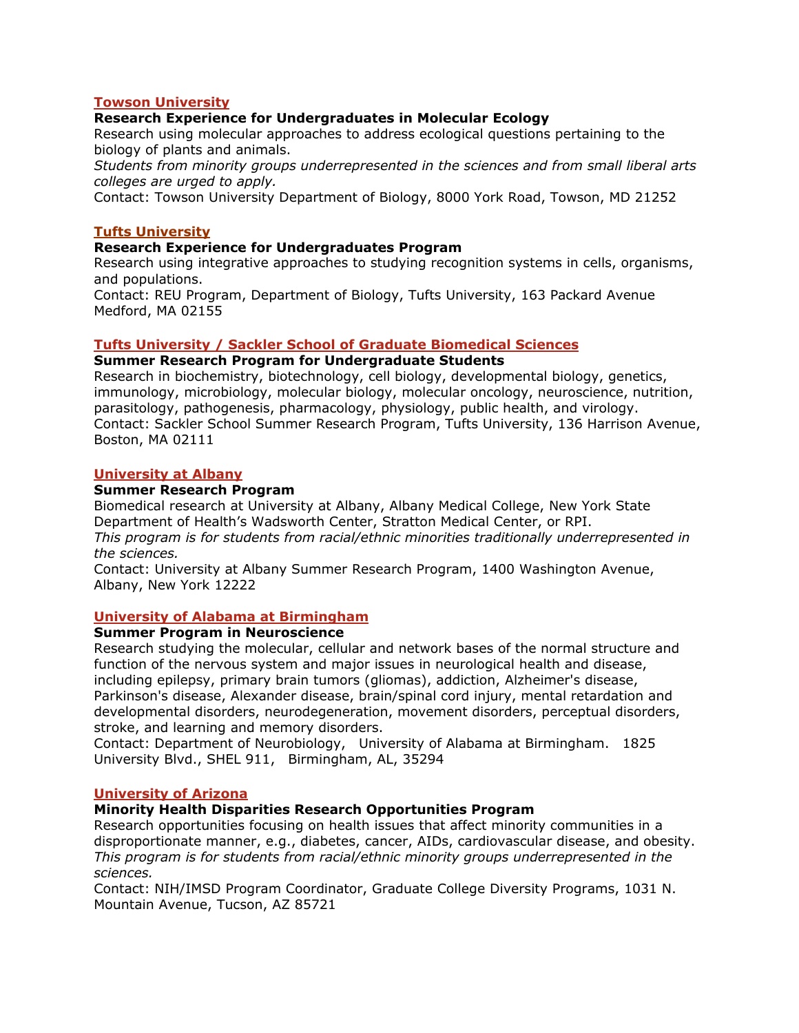### Towson University

**Research Experience for Undergraduates in Molecular Ecology**

Research using molecular approaches to address ecological questions pertaining to the biology of plants and animals.

*Students from minority groups underrepresented in the sciences and from small liberal arts colleges are urged to apply.*

Contact: Towson University Department of Biology, 8000 York Road, Towson, MD 21252

### Tufts University

**Research Experience for Undergraduates Program**

Research using integrative approaches to studying recognition systems in cells, organisms, and populations.

Contact: REU Program, Department of Biology, Tufts University, 163 Packard Avenue Medford, MA 02155

### Tufts University / Sackler School of Graduate Biomedical Sciences

**Summer Research Program for Undergraduate Students**

Research in biochemistry, biotechnology, cell biology, developmental biology, genetics, immunology, microbiology, molecular biology, molecular oncology, neuroscience, nutrition, parasitology, pathogenesis, pharmacology, physiology, public health, and virology.

Contact: Sackler School Summer Research Program, Tufts University, 136 Harrison Avenue, Boston, MA 02111

### University at Albany

**Summer Research Program**

Biomedical research at University at Albany, Albany Medical College, New York State Department of Health's Wadsworth Center, Stratton Medical Center, or RPI.

*This program is for students from racial/ethnic minorities traditionally underrepresented in the sciences.*

Contact: University at Albany Summer Research Program, 1400 Washington Avenue, Albany, New York 12222

### University of Alabama at Birmingham

**Summer Program in Neuroscience**

Research studying the molecular, cellular and network bases of the normal structure and function of the nervous system and major issues in neurological health and disease, including epilepsy, primary brain tumors (gliomas), addiction, Alzheimer's disease, Parkinson's disease, Alexander disease, brain/spinal cord injury, mental retardation and developmental disorders, neurodegeneration, movement disorders, perceptual disorders, stroke, and learning and memory disorders.

Contact: Department of Neurobiology, University of Alabama at Birmingham. 1825 University Blvd., SHEL 911, Birmingham, AL, 35294

### University of Arizona

**Minority Health Disparities Research Opportunities Program**

Research opportunities focusing on health issues that affect minority communities in a disproportionate manner, e.g., diabetes, cancer, AIDs, cardiovascular disease, and obesity.

*This program is for students from racial/ethnic minority groups underrepresented in the sciences.*

Contact: NIH/IMSD Program Coordinator, Graduate College Diversity Programs, 1031 N. Mountain Avenue, Tucson, AZ 85721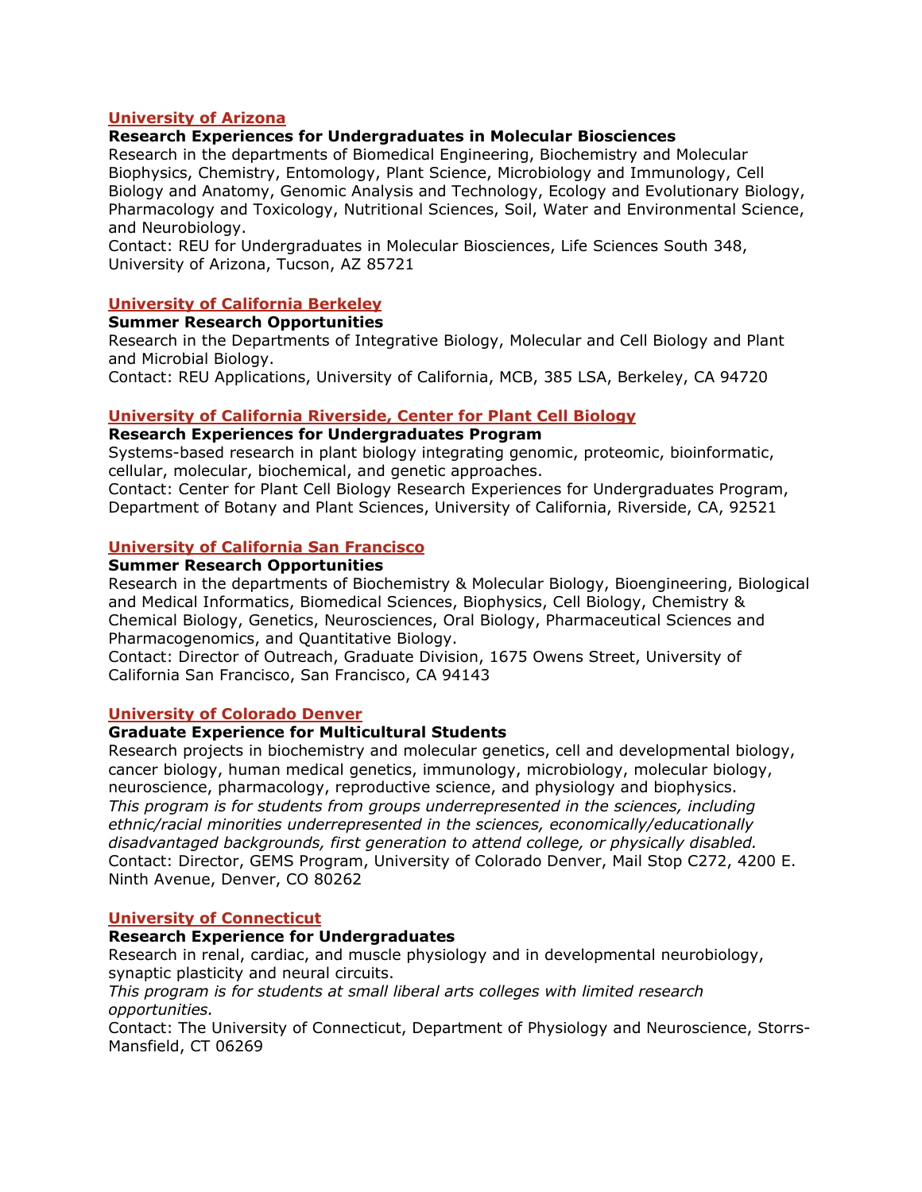### [University of Arizona]

**Research Experiences for Undergraduates in Molecular Biosciences**

Research in the departments of Biomedical Engineering, Biochemistry and Molecular Biophysics, Chemistry, Entomology, Plant Science, Microbiology and Immunology, Cell Biology and Anatomy, Genomic Analysis and Technology, Ecology and Evolutionary Biology, Pharmacology and Toxicology, Nutritional Sciences, Soil, Water and Environmental Science, and Neurobiology.

Contact: REU for Undergraduates in Molecular Biosciences, Life Sciences South 348, University of Arizona, Tucson, AZ 85721

### [University of California Berkeley]

**Summer Research Opportunities**

Research in the Departments of Integrative Biology, Molecular and Cell Biology and Plant and Microbial Biology.

Contact: REU Applications, University of California, MCB, 385 LSA, Berkeley, CA 94720

### [University of California Riverside, Center for Plant Cell Biology]

**Research Experiences for Undergraduates Program**

Systems-based research in plant biology integrating genomic, proteomic, bioinformatic, cellular, molecular, biochemical, and genetic approaches.

Contact: Center for Plant Cell Biology Research Experiences for Undergraduates Program, Department of Botany and Plant Sciences, University of California, Riverside, CA, 92521

### [University of California San Francisco]

**Summer Research Opportunities**

Research in the departments of Biochemistry & Molecular Biology, Bioengineering, Biological and Medical Informatics, Biomedical Sciences, Biophysics, Cell Biology, Chemistry & Chemical Biology, Genetics, Neurosciences, Oral Biology, Pharmaceutical Sciences and Pharmacogenomics, and Quantitative Biology.

Contact: Director of Outreach, Graduate Division, 1675 Owens Street, University of California San Francisco, San Francisco, CA 94143

### [University of Colorado Denver]

**Graduate Experience for Multicultural Students**

Research projects in biochemistry and molecular genetics, cell and developmental biology, cancer biology, human medical genetics, immunology, microbiology, molecular biology, neuroscience, pharmacology, reproductive science, and physiology and biophysics.

*This program is for students from groups underrepresented in the sciences, including ethnic/racial minorities underrepresented in the sciences, economically/educationally disadvantaged backgrounds, first generation to attend college, or physically disabled.*

Contact: Director, GEMS Program, University of Colorado Denver, Mail Stop C272, 4200 E. Ninth Avenue, Denver, CO 80262

### [University of Connecticut]

**Research Experience for Undergraduates**

Research in renal, cardiac, and muscle physiology and in developmental neurobiology, synaptic plasticity and neural circuits.

*This program is for students at small liberal arts colleges with limited research opportunities.*

Contact: The University of Connecticut, Department of Physiology and Neuroscience, Storrs-Mansfield, CT 06269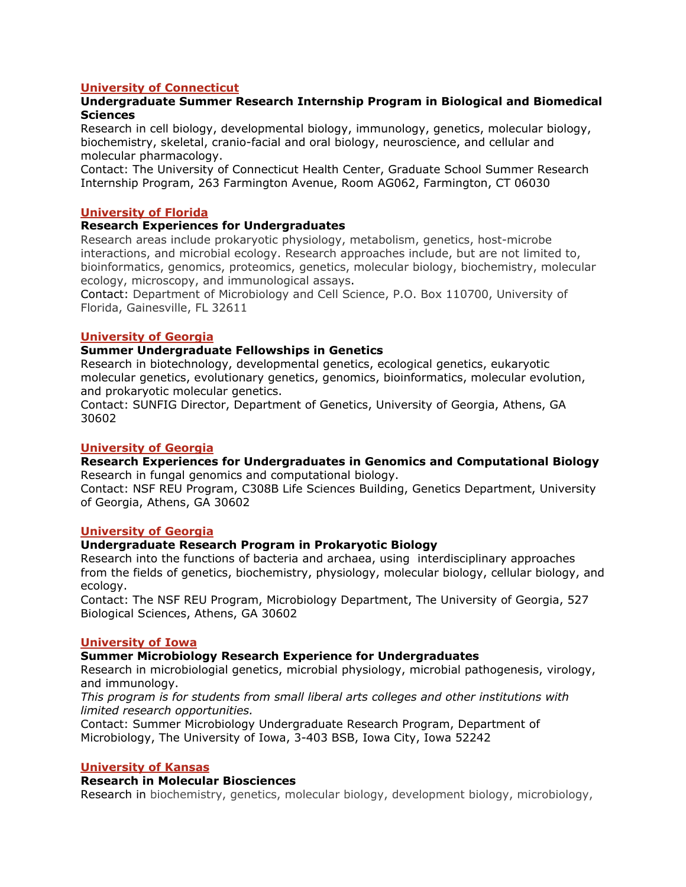**University of Connecticut**

**Undergraduate Summer Research Internship Program in Biological and Biomedical Sciences**

Research in cell biology, developmental biology, immunology, genetics, molecular biology, biochemistry, skeletal, cranio-facial and oral biology, neuroscience, and cellular and molecular pharmacology.

Contact: The University of Connecticut Health Center, Graduate School Summer Research Internship Program, 263 Farmington Avenue, Room AG062, Farmington, CT 06030

**University of Florida**

**Research Experiences for Undergraduates**

Research areas include prokaryotic physiology, metabolism, genetics, host-microbe interactions, and microbial ecology. Research approaches include, but are not limited to, bioinformatics, genomics, proteomics, genetics, molecular biology, biochemistry, molecular ecology, microscopy, and immunological assays.

Contact: Department of Microbiology and Cell Science, P.O. Box 110700, University of Florida, Gainesville, FL 32611

**University of Georgia**

**Summer Undergraduate Fellowships in Genetics**

Research in biotechnology, developmental genetics, ecological genetics, eukaryotic molecular genetics, evolutionary genetics, genomics, bioinformatics, molecular evolution, and prokaryotic molecular genetics.

Contact: SUNFIG Director, Department of Genetics, University of Georgia, Athens, GA 30602

**University of Georgia**

**Research Experiences for Undergraduates in Genomics and Computational Biology**

Research in fungal genomics and computational biology.

Contact: NSF REU Program, C308B Life Sciences Building, Genetics Department, University of Georgia, Athens, GA 30602

**University of Georgia**

**Undergraduate Research Program in Prokaryotic Biology**

Research into the functions of bacteria and archaea, using interdisciplinary approaches from the fields of genetics, biochemistry, physiology, molecular biology, cellular biology, and ecology.

Contact: The NSF REU Program, Microbiology Department, The University of Georgia, 527 Biological Sciences, Athens, GA 30602

**University of Iowa**

**Summer Microbiology Research Experience for Undergraduates**

Research in microbiologial genetics, microbial physiology, microbial pathogenesis, virology, and immunology.

*This program is for students from small liberal arts colleges and other institutions with limited research opportunities.*

Contact: Summer Microbiology Undergraduate Research Program, Department of Microbiology, The University of Iowa, 3-403 BSB, Iowa City, Iowa 52242

**University of Kansas**

**Research in Molecular Biosciences**

Research in biochemistry, genetics, molecular biology, development biology, microbiology,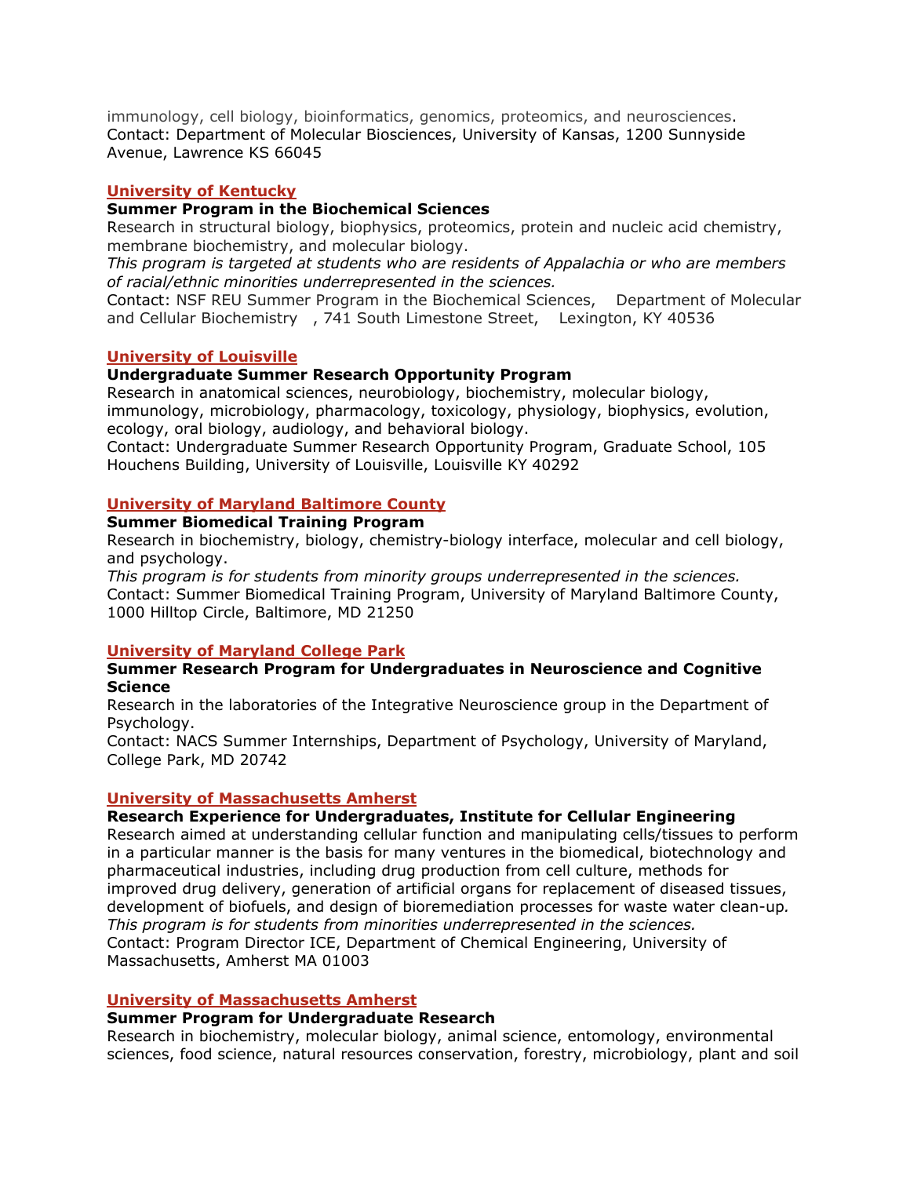immunology, cell biology, bioinformatics, genomics, proteomics, and neurosciences.
Contact: Department of Molecular Biosciences, University of Kansas, 1200 Sunnyside Avenue, Lawrence KS 66045

### University of Kentucky

**Summer Program in the Biochemical Sciences**

Research in structural biology, biophysics, proteomics, protein and nucleic acid chemistry, membrane biochemistry, and molecular biology.

*This program is targeted at students who are residents of Appalachia or who are members of racial/ethnic minorities underrepresented in the sciences.*

Contact: NSF REU Summer Program in the Biochemical Sciences, Department of Molecular and Cellular Biochemistry, 741 South Limestone Street, Lexington, KY 40536

### University of Louisville

**Undergraduate Summer Research Opportunity Program**

Research in anatomical sciences, neurobiology, biochemistry, molecular biology, immunology, microbiology, pharmacology, toxicology, physiology, biophysics, evolution, ecology, oral biology, audiology, and behavioral biology.

Contact: Undergraduate Summer Research Opportunity Program, Graduate School, 105 Houchens Building, University of Louisville, Louisville KY 40292

### University of Maryland Baltimore County

**Summer Biomedical Training Program**

Research in biochemistry, biology, chemistry-biology interface, molecular and cell biology, and psychology.

*This program is for students from minority groups underrepresented in the sciences.*

Contact: Summer Biomedical Training Program, University of Maryland Baltimore County, 1000 Hilltop Circle, Baltimore, MD 21250

### University of Maryland College Park

**Summer Research Program for Undergraduates in Neuroscience and Cognitive Science**

Research in the laboratories of the Integrative Neuroscience group in the Department of Psychology.

Contact: NACS Summer Internships, Department of Psychology, University of Maryland, College Park, MD 20742

### University of Massachusetts Amherst

**Research Experience for Undergraduates, Institute for Cellular Engineering**

Research aimed at understanding cellular function and manipulating cells/tissues to perform in a particular manner is the basis for many ventures in the biomedical, biotechnology and pharmaceutical industries, including drug production from cell culture, methods for improved drug delivery, generation of artificial organs for replacement of diseased tissues, development of biofuels, and design of bioremediation processes for waste water clean-up.

*This program is for students from minorities underrepresented in the sciences.*

Contact: Program Director ICE, Department of Chemical Engineering, University of Massachusetts, Amherst MA 01003

### University of Massachusetts Amherst

**Summer Program for Undergraduate Research**

Research in biochemistry, molecular biology, animal science, entomology, environmental sciences, food science, natural resources conservation, forestry, microbiology, plant and soil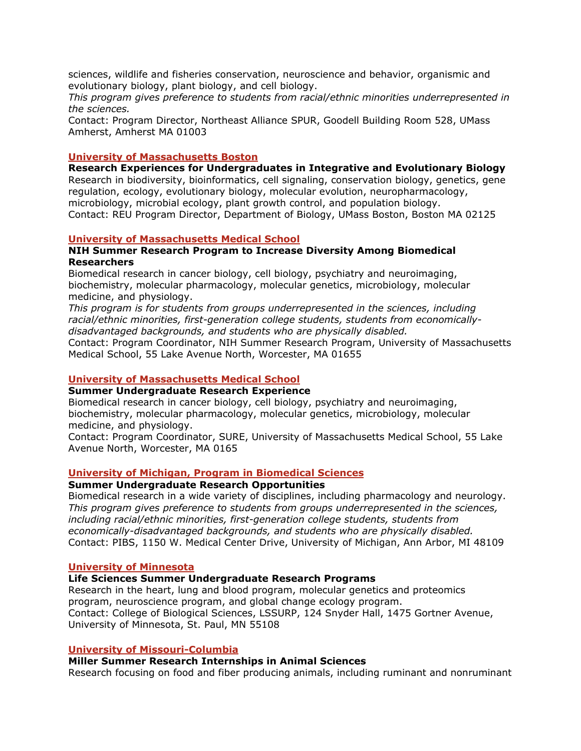sciences, wildlife and fisheries conservation, neuroscience and behavior, organismic and evolutionary biology, plant biology, and cell biology.
*This program gives preference to students from racial/ethnic minorities underrepresented in the sciences.*
Contact: Program Director, Northeast Alliance SPUR, Goodell Building Room 528, UMass Amherst, Amherst MA 01003

### University of Massachusetts Boston

**Research Experiences for Undergraduates in Integrative and Evolutionary Biology**
Research in biodiversity, bioinformatics, cell signaling, conservation biology, genetics, gene regulation, ecology, evolutionary biology, molecular evolution, neuropharmacology, microbiology, microbial ecology, plant growth control, and population biology.
Contact: REU Program Director, Department of Biology, UMass Boston, Boston MA 02125

### University of Massachusetts Medical School

**NIH Summer Research Program to Increase Diversity Among Biomedical Researchers**
Biomedical research in cancer biology, cell biology, psychiatry and neuroimaging, biochemistry, molecular pharmacology, molecular genetics, microbiology, molecular medicine, and physiology.
*This program is for students from groups underrepresented in the sciences, including racial/ethnic minorities, first-generation college students, students from economically-disadvantaged backgrounds, and students who are physically disabled.*
Contact: Program Coordinator, NIH Summer Research Program, University of Massachusetts Medical School, 55 Lake Avenue North, Worcester, MA 01655

### University of Massachusetts Medical School

**Summer Undergraduate Research Experience**
Biomedical research in cancer biology, cell biology, psychiatry and neuroimaging, biochemistry, molecular pharmacology, molecular genetics, microbiology, molecular medicine, and physiology.
Contact: Program Coordinator, SURE, University of Massachusetts Medical School, 55 Lake Avenue North, Worcester, MA 0165

### University of Michigan, Program in Biomedical Sciences

**Summer Undergraduate Research Opportunities**
Biomedical research in a wide variety of disciplines, including pharmacology and neurology.
*This program gives preference to students from groups underrepresented in the sciences, including racial/ethnic minorities, first-generation college students, students from economically-disadvantaged backgrounds, and students who are physically disabled.*
Contact: PIBS, 1150 W. Medical Center Drive, University of Michigan, Ann Arbor, MI 48109

### University of Minnesota

**Life Sciences Summer Undergraduate Research Programs**
Research in the heart, lung and blood program, molecular genetics and proteomics program, neuroscience program, and global change ecology program.
Contact: College of Biological Sciences, LSSURP, 124 Snyder Hall, 1475 Gortner Avenue, University of Minnesota, St. Paul, MN 55108

### University of Missouri-Columbia

**Miller Summer Research Internships in Animal Sciences**
Research focusing on food and fiber producing animals, including ruminant and nonruminant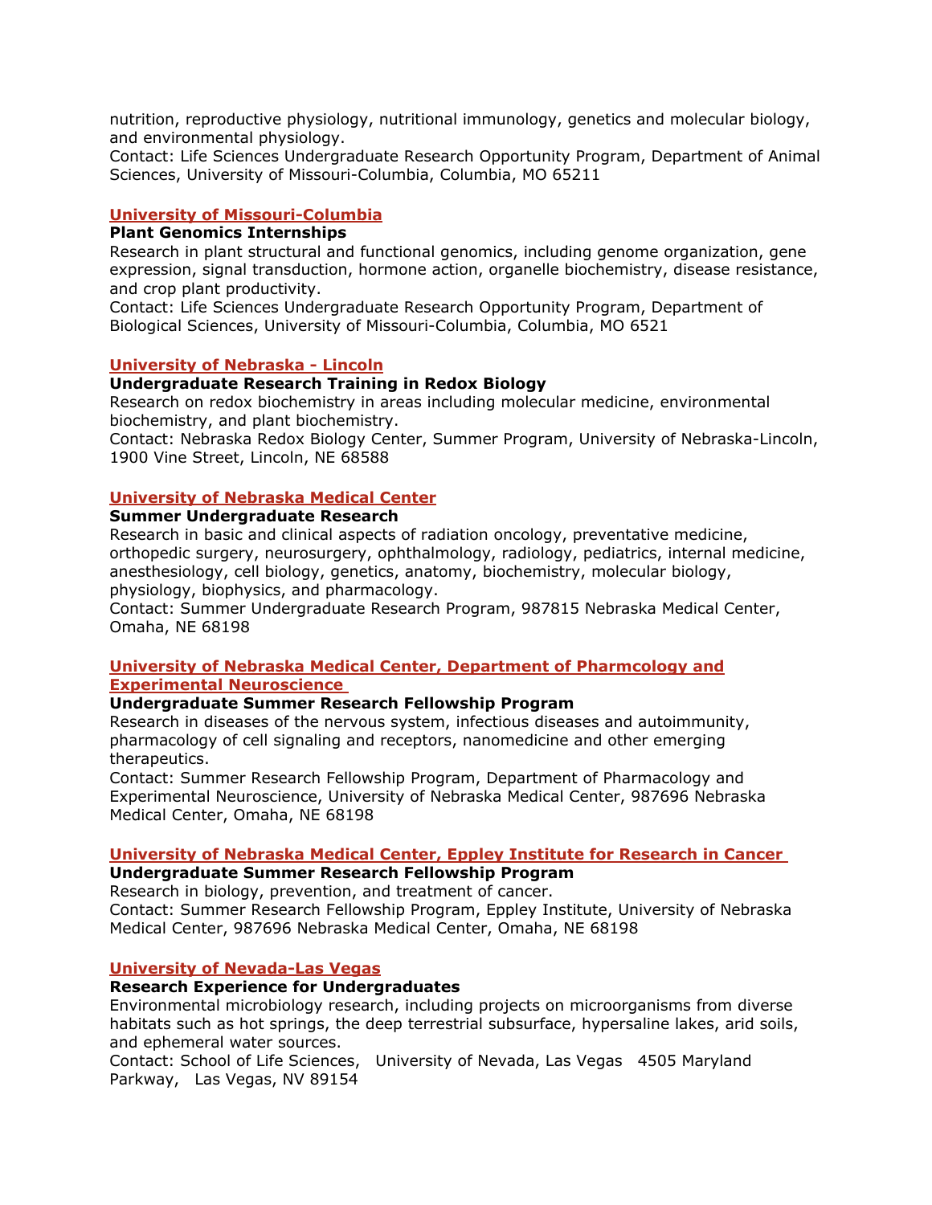nutrition, reproductive physiology, nutritional immunology, genetics and molecular biology, and environmental physiology.
Contact: Life Sciences Undergraduate Research Opportunity Program, Department of Animal Sciences, University of Missouri-Columbia, Columbia, MO 65211

### University of Missouri-Columbia

**Plant Genomics Internships**

Research in plant structural and functional genomics, including genome organization, gene expression, signal transduction, hormone action, organelle biochemistry, disease resistance, and crop plant productivity.
Contact: Life Sciences Undergraduate Research Opportunity Program, Department of Biological Sciences, University of Missouri-Columbia, Columbia, MO 6521

### University of Nebraska - Lincoln

**Undergraduate Research Training in Redox Biology**

Research on redox biochemistry in areas including molecular medicine, environmental biochemistry, and plant biochemistry.
Contact: Nebraska Redox Biology Center, Summer Program, University of Nebraska-Lincoln, 1900 Vine Street, Lincoln, NE 68588

### University of Nebraska Medical Center

**Summer Undergraduate Research**

Research in basic and clinical aspects of radiation oncology, preventative medicine, orthopedic surgery, neurosurgery, ophthalmology, radiology, pediatrics, internal medicine, anesthesiology, cell biology, genetics, anatomy, biochemistry, molecular biology, physiology, biophysics, and pharmacology.
Contact: Summer Undergraduate Research Program, 987815 Nebraska Medical Center, Omaha, NE 68198

### University of Nebraska Medical Center, Department of Pharmcology and Experimental Neuroscience

**Undergraduate Summer Research Fellowship Program**

Research in diseases of the nervous system, infectious diseases and autoimmunity, pharmacology of cell signaling and receptors, nanomedicine and other emerging therapeutics.
Contact: Summer Research Fellowship Program, Department of Pharmacology and Experimental Neuroscience, University of Nebraska Medical Center, 987696 Nebraska Medical Center, Omaha, NE 68198

### University of Nebraska Medical Center, Eppley Institute for Research in Cancer

**Undergraduate Summer Research Fellowship Program**

Research in biology, prevention, and treatment of cancer.
Contact: Summer Research Fellowship Program, Eppley Institute, University of Nebraska Medical Center, 987696 Nebraska Medical Center, Omaha, NE 68198

### University of Nevada-Las Vegas

**Research Experience for Undergraduates**

Environmental microbiology research, including projects on microorganisms from diverse habitats such as hot springs, the deep terrestrial subsurface, hypersaline lakes, arid soils, and ephemeral water sources.
Contact: School of Life Sciences, University of Nevada, Las Vegas 4505 Maryland Parkway, Las Vegas, NV 89154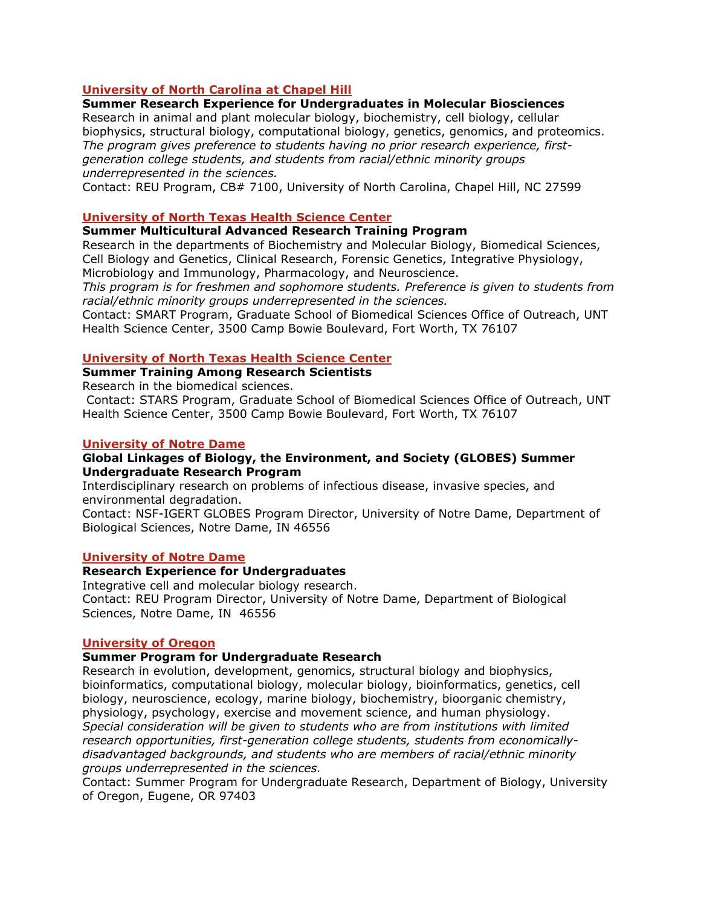**University of North Carolina at Chapel Hill**

**Summer Research Experience for Undergraduates in Molecular Biosciences**
Research in animal and plant molecular biology, biochemistry, cell biology, cellular biophysics, structural biology, computational biology, genetics, genomics, and proteomics.
*The program gives preference to students having no prior research experience, first-generation college students, and students from racial/ethnic minority groups underrepresented in the sciences.*
Contact: REU Program, CB# 7100, University of North Carolina, Chapel Hill, NC 27599

**University of North Texas Health Science Center**

**Summer Multicultural Advanced Research Training Program**
Research in the departments of Biochemistry and Molecular Biology, Biomedical Sciences, Cell Biology and Genetics, Clinical Research, Forensic Genetics, Integrative Physiology, Microbiology and Immunology, Pharmacology, and Neuroscience.
*This program is for freshmen and sophomore students. Preference is given to students from racial/ethnic minority groups underrepresented in the sciences.*
Contact: SMART Program, Graduate School of Biomedical Sciences Office of Outreach, UNT Health Science Center, 3500 Camp Bowie Boulevard, Fort Worth, TX 76107

**University of North Texas Health Science Center**

**Summer Training Among Research Scientists**
Research in the biomedical sciences.
Contact: STARS Program, Graduate School of Biomedical Sciences Office of Outreach, UNT Health Science Center, 3500 Camp Bowie Boulevard, Fort Worth, TX 76107

**University of Notre Dame**

**Global Linkages of Biology, the Environment, and Society (GLOBES) Summer Undergraduate Research Program**
Interdisciplinary research on problems of infectious disease, invasive species, and environmental degradation.
Contact: NSF-IGERT GLOBES Program Director, University of Notre Dame, Department of Biological Sciences, Notre Dame, IN 46556

**University of Notre Dame**

**Research Experience for Undergraduates**
Integrative cell and molecular biology research.
Contact: REU Program Director, University of Notre Dame, Department of Biological Sciences, Notre Dame, IN 46556

**University of Oregon**

**Summer Program for Undergraduate Research**
Research in evolution, development, genomics, structural biology and biophysics, bioinformatics, computational biology, molecular biology, bioinformatics, genetics, cell biology, neuroscience, ecology, marine biology, biochemistry, bioorganic chemistry, physiology, psychology, exercise and movement science, and human physiology.
*Special consideration will be given to students who are from institutions with limited research opportunities, first-generation college students, students from economically-disadvantaged backgrounds, and students who are members of racial/ethnic minority groups underrepresented in the sciences.*
Contact: Summer Program for Undergraduate Research, Department of Biology, University of Oregon, Eugene, OR 97403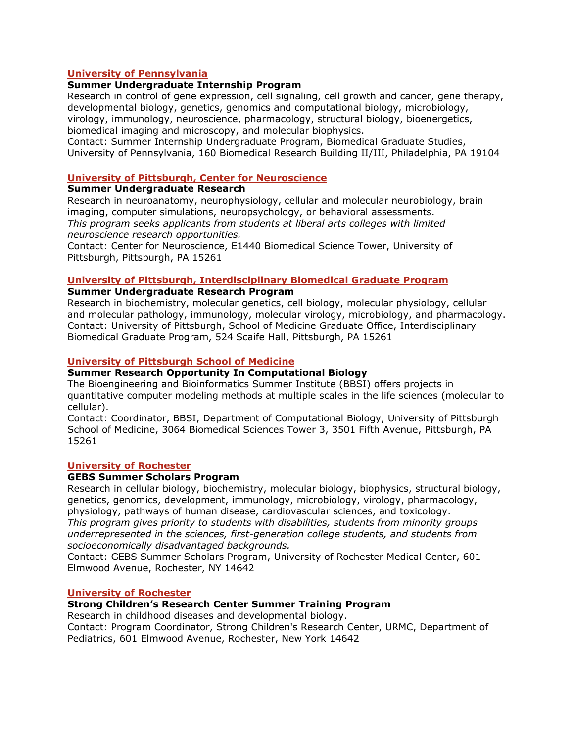### University of Pennsylvania

**Summer Undergraduate Internship Program**

Research in control of gene expression, cell signaling, cell growth and cancer, gene therapy, developmental biology, genetics, genomics and computational biology, microbiology, virology, immunology, neuroscience, pharmacology, structural biology, bioenergetics, biomedical imaging and microscopy, and molecular biophysics.
Contact: Summer Internship Undergraduate Program, Biomedical Graduate Studies, University of Pennsylvania, 160 Biomedical Research Building II/III, Philadelphia, PA 19104

### University of Pittsburgh, Center for Neuroscience

**Summer Undergraduate Research**

Research in neuroanatomy, neurophysiology, cellular and molecular neurobiology, brain imaging, computer simulations, neuropsychology, or behavioral assessments.
*This program seeks applicants from students at liberal arts colleges with limited neuroscience research opportunities.*
Contact: Center for Neuroscience, E1440 Biomedical Science Tower, University of Pittsburgh, Pittsburgh, PA 15261

### University of Pittsburgh, Interdisciplinary Biomedical Graduate Program

**Summer Undergraduate Research Program**

Research in biochemistry, molecular genetics, cell biology, molecular physiology, cellular and molecular pathology, immunology, molecular virology, microbiology, and pharmacology.
Contact: University of Pittsburgh, School of Medicine Graduate Office, Interdisciplinary Biomedical Graduate Program, 524 Scaife Hall, Pittsburgh, PA 15261

### University of Pittsburgh School of Medicine

**Summer Research Opportunity In Computational Biology**

The Bioengineering and Bioinformatics Summer Institute (BBSI) offers projects in quantitative computer modeling methods at multiple scales in the life sciences (molecular to cellular).
Contact: Coordinator, BBSI, Department of Computational Biology, University of Pittsburgh School of Medicine, 3064 Biomedical Sciences Tower 3, 3501 Fifth Avenue, Pittsburgh, PA 15261

### University of Rochester

**GEBS Summer Scholars Program**

Research in cellular biology, biochemistry, molecular biology, biophysics, structural biology, genetics, genomics, development, immunology, microbiology, virology, pharmacology, physiology, pathways of human disease, cardiovascular sciences, and toxicology.
*This program gives priority to students with disabilities, students from minority groups underrepresented in the sciences, first-generation college students, and students from socioeconomically disadvantaged backgrounds.*
Contact: GEBS Summer Scholars Program, University of Rochester Medical Center, 601 Elmwood Avenue, Rochester, NY 14642

### University of Rochester

**Strong Children's Research Center Summer Training Program**

Research in childhood diseases and developmental biology.
Contact: Program Coordinator, Strong Children's Research Center, URMC, Department of Pediatrics, 601 Elmwood Avenue, Rochester, New York 14642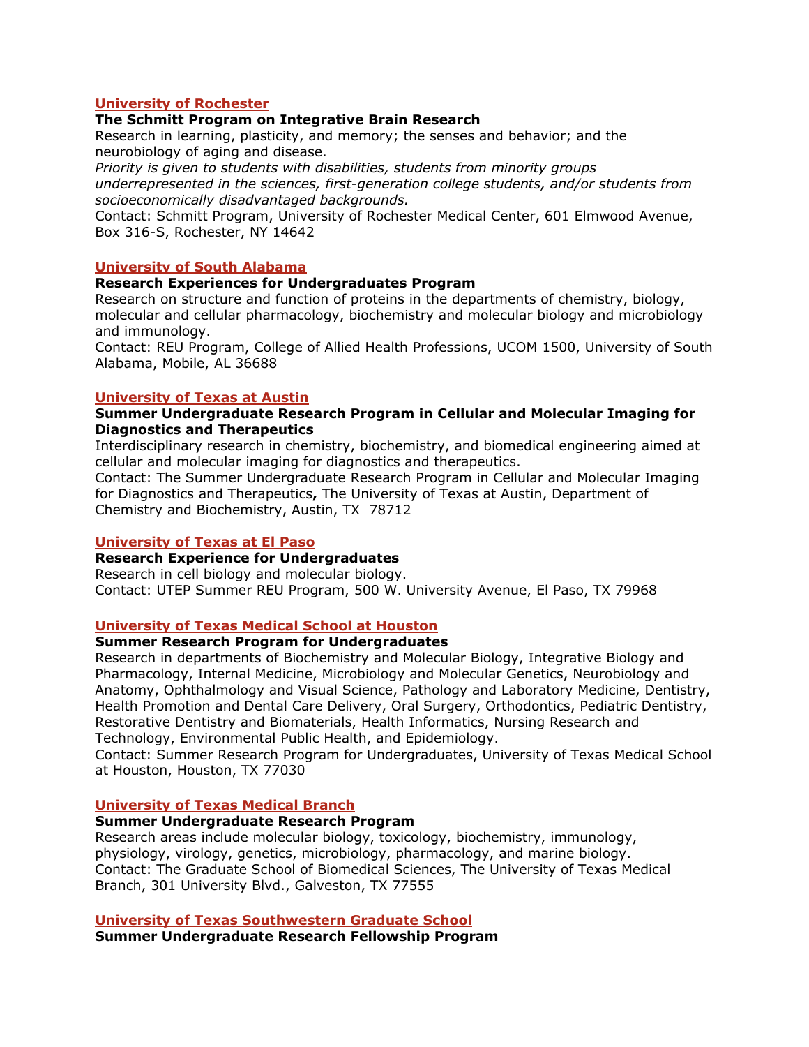**[University of Rochester]**

**The Schmitt Program on Integrative Brain Research**

Research in learning, plasticity, and memory; the senses and behavior; and the neurobiology of aging and disease.

*Priority is given to students with disabilities, students from minority groups underrepresented in the sciences, first-generation college students, and/or students from socioeconomically disadvantaged backgrounds.*

Contact: Schmitt Program, University of Rochester Medical Center, 601 Elmwood Avenue, Box 316-S, Rochester, NY 14642

**[University of South Alabama]**

**Research Experiences for Undergraduates Program**

Research on structure and function of proteins in the departments of chemistry, biology, molecular and cellular pharmacology, biochemistry and molecular biology and microbiology and immunology.

Contact: REU Program, College of Allied Health Professions, UCOM 1500, University of South Alabama, Mobile, AL 36688

**[University of Texas at Austin]**

**Summer Undergraduate Research Program in Cellular and Molecular Imaging for Diagnostics and Therapeutics**

Interdisciplinary research in chemistry, biochemistry, and biomedical engineering aimed at cellular and molecular imaging for diagnostics and therapeutics.

Contact: The Summer Undergraduate Research Program in Cellular and Molecular Imaging for Diagnostics and Therapeutics**,** The University of Texas at Austin, Department of Chemistry and Biochemistry, Austin, TX 78712

**[University of Texas at El Paso]**

**Research Experience for Undergraduates**

Research in cell biology and molecular biology.

Contact: UTEP Summer REU Program, 500 W. University Avenue, El Paso, TX 79968

**[University of Texas Medical School at Houston]**

**Summer Research Program for Undergraduates**

Research in departments of Biochemistry and Molecular Biology, Integrative Biology and Pharmacology, Internal Medicine, Microbiology and Molecular Genetics, Neurobiology and Anatomy, Ophthalmology and Visual Science, Pathology and Laboratory Medicine, Dentistry, Health Promotion and Dental Care Delivery, Oral Surgery, Orthodontics, Pediatric Dentistry, Restorative Dentistry and Biomaterials, Health Informatics, Nursing Research and Technology, Environmental Public Health, and Epidemiology.

Contact: Summer Research Program for Undergraduates, University of Texas Medical School at Houston, Houston, TX 77030

**[University of Texas Medical Branch]**

**Summer Undergraduate Research Program**

Research areas include molecular biology, toxicology, biochemistry, immunology, physiology, virology, genetics, microbiology, pharmacology, and marine biology.

Contact: The Graduate School of Biomedical Sciences, The University of Texas Medical Branch, 301 University Blvd., Galveston, TX 77555

**[University of Texas Southwestern Graduate School]**

**Summer Undergraduate Research Fellowship Program**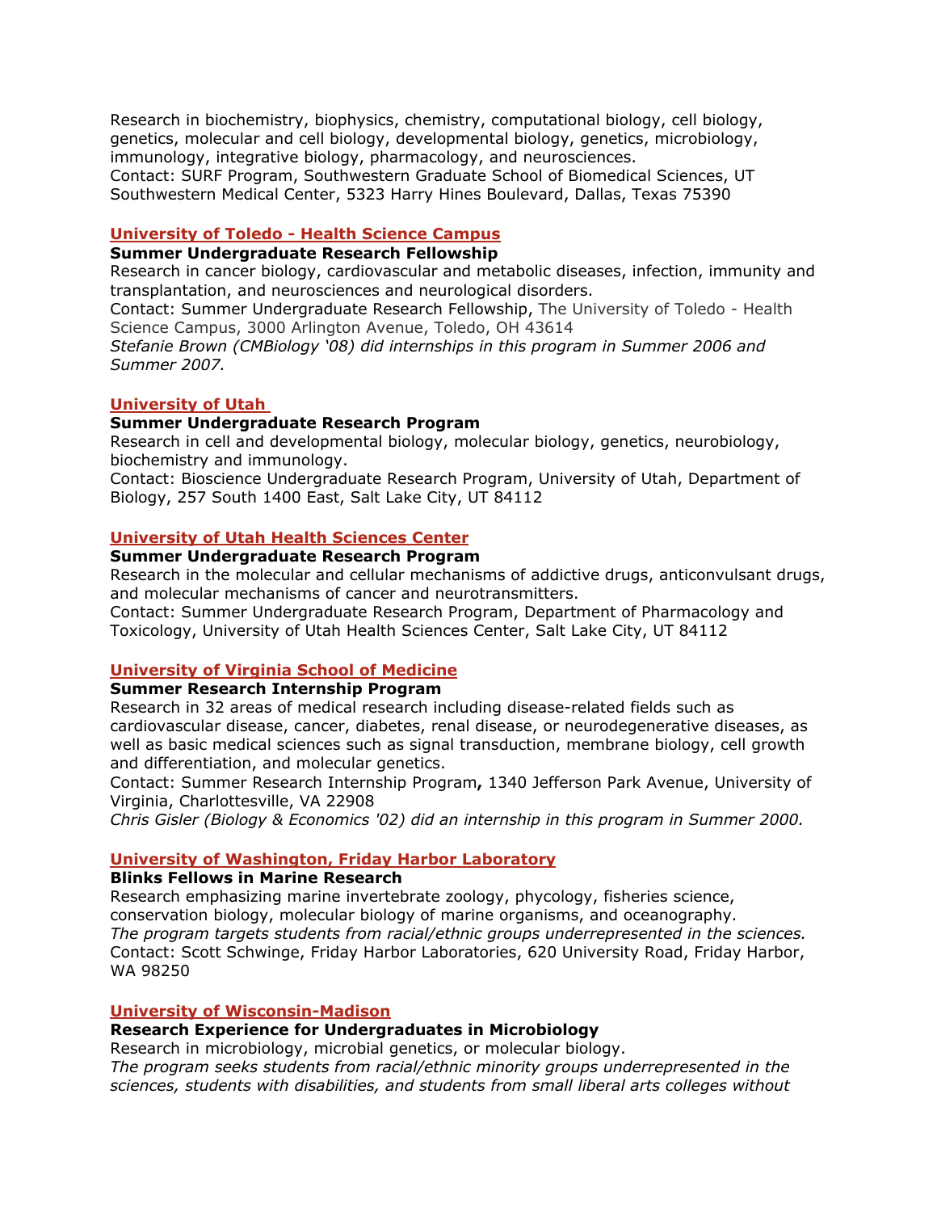Research in biochemistry, biophysics, chemistry, computational biology, cell biology, genetics, molecular and cell biology, developmental biology, genetics, microbiology, immunology, integrative biology, pharmacology, and neurosciences.
Contact: SURF Program, Southwestern Graduate School of Biomedical Sciences, UT Southwestern Medical Center, 5323 Harry Hines Boulevard, Dallas, Texas 75390

**University of Toledo - Health Science Campus**

**Summer Undergraduate Research Fellowship**
Research in cancer biology, cardiovascular and metabolic diseases, infection, immunity and transplantation, and neurosciences and neurological disorders.
Contact: Summer Undergraduate Research Fellowship, The University of Toledo - Health Science Campus, 3000 Arlington Avenue, Toledo, OH 43614
*Stefanie Brown (CMBiology '08) did internships in this program in Summer 2006 and Summer 2007.*

**University of Utah**

**Summer Undergraduate Research Program**
Research in cell and developmental biology, molecular biology, genetics, neurobiology, biochemistry and immunology.
Contact: Bioscience Undergraduate Research Program, University of Utah, Department of Biology, 257 South 1400 East, Salt Lake City, UT 84112

**University of Utah Health Sciences Center**

**Summer Undergraduate Research Program**
Research in the molecular and cellular mechanisms of addictive drugs, anticonvulsant drugs, and molecular mechanisms of cancer and neurotransmitters.
Contact: Summer Undergraduate Research Program, Department of Pharmacology and Toxicology, University of Utah Health Sciences Center, Salt Lake City, UT 84112

**University of Virginia School of Medicine**

**Summer Research Internship Program**
Research in 32 areas of medical research including disease-related fields such as cardiovascular disease, cancer, diabetes, renal disease, or neurodegenerative diseases, as well as basic medical sciences such as signal transduction, membrane biology, cell growth and differentiation, and molecular genetics.
Contact: Summer Research Internship Program**,** 1340 Jefferson Park Avenue, University of Virginia, Charlottesville, VA 22908
*Chris Gisler (Biology & Economics '02) did an internship in this program in Summer 2000.*

**University of Washington, Friday Harbor Laboratory**

**Blinks Fellows in Marine Research**
Research emphasizing marine invertebrate zoology, phycology, fisheries science, conservation biology, molecular biology of marine organisms, and oceanography.
*The program targets students from racial/ethnic groups underrepresented in the sciences.*
Contact: Scott Schwinge, Friday Harbor Laboratories, 620 University Road, Friday Harbor, WA 98250

**University of Wisconsin-Madison**

**Research Experience for Undergraduates in Microbiology**
Research in microbiology, microbial genetics, or molecular biology.
*The program seeks students from racial/ethnic minority groups underrepresented in the sciences, students with disabilities, and students from small liberal arts colleges without*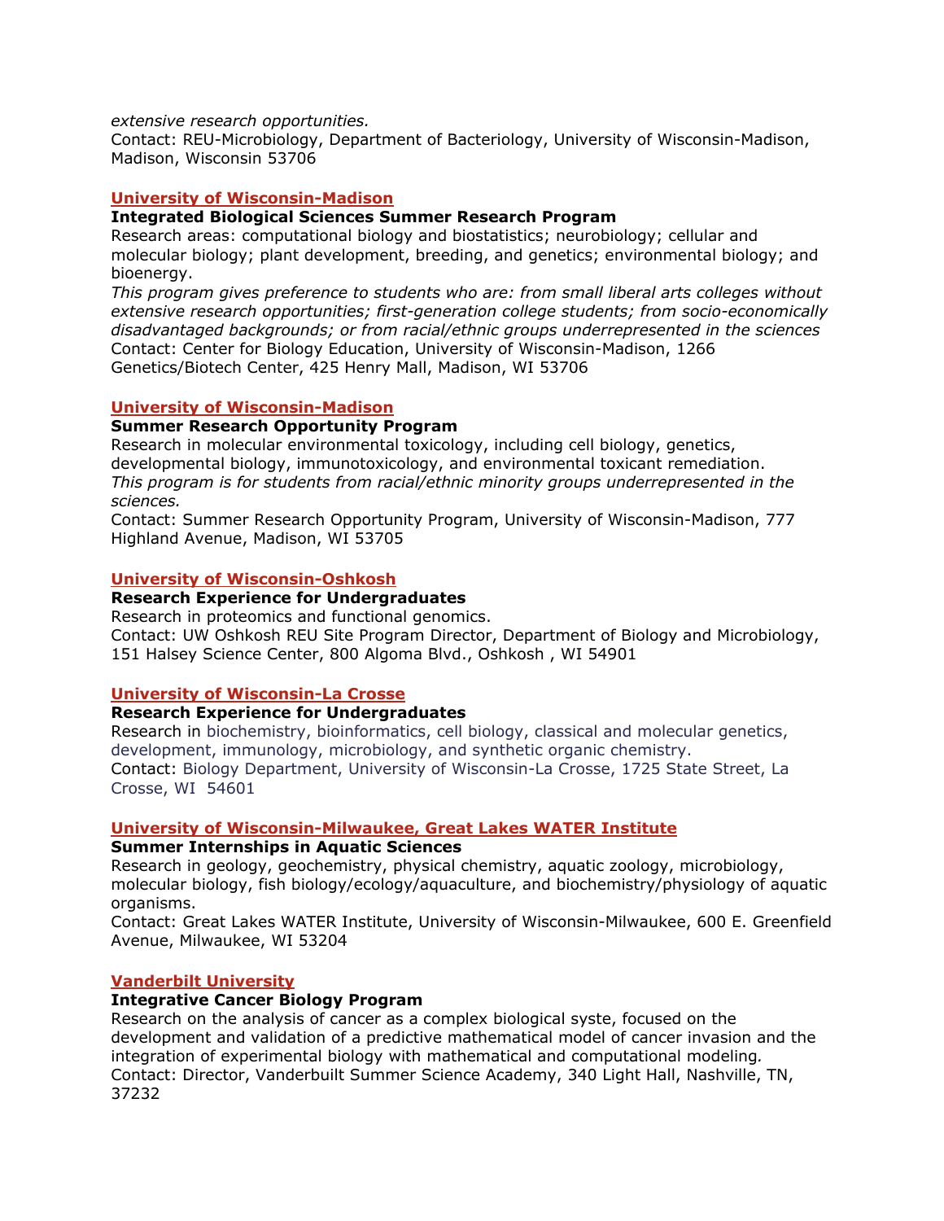*extensive research opportunities.*
Contact: REU-Microbiology, Department of Bacteriology, University of Wisconsin-Madison, Madison, Wisconsin 53706

### University of Wisconsin-Madison

**Integrated Biological Sciences Summer Research Program**
Research areas: computational biology and biostatistics; neurobiology; cellular and molecular biology; plant development, breeding, and genetics; environmental biology; and bioenergy.
*This program gives preference to students who are: from small liberal arts colleges without extensive research opportunities; first-generation college students; from socio-economically disadvantaged backgrounds; or from racial/ethnic groups underrepresented in the sciences*
Contact: Center for Biology Education, University of Wisconsin-Madison, 1266 Genetics/Biotech Center, 425 Henry Mall, Madison, WI 53706

### University of Wisconsin-Madison

**Summer Research Opportunity Program**
Research in molecular environmental toxicology, including cell biology, genetics, developmental biology, immunotoxicology, and environmental toxicant remediation.
*This program is for students from racial/ethnic minority groups underrepresented in the sciences.*
Contact: Summer Research Opportunity Program, University of Wisconsin-Madison, 777 Highland Avenue, Madison, WI 53705

### University of Wisconsin-Oshkosh

**Research Experience for Undergraduates**
Research in proteomics and functional genomics.
Contact: UW Oshkosh REU Site Program Director, Department of Biology and Microbiology, 151 Halsey Science Center, 800 Algoma Blvd., Oshkosh , WI 54901

### University of Wisconsin-La Crosse

**Research Experience for Undergraduates**
Research in biochemistry, bioinformatics, cell biology, classical and molecular genetics, development, immunology, microbiology, and synthetic organic chemistry.
Contact: Biology Department, University of Wisconsin-La Crosse, 1725 State Street, La Crosse, WI 54601

### University of Wisconsin-Milwaukee, Great Lakes WATER Institute

**Summer Internships in Aquatic Sciences**
Research in geology, geochemistry, physical chemistry, aquatic zoology, microbiology, molecular biology, fish biology/ecology/aquaculture, and biochemistry/physiology of aquatic organisms.
Contact: Great Lakes WATER Institute, University of Wisconsin-Milwaukee, 600 E. Greenfield Avenue, Milwaukee, WI 53204

### Vanderbilt University

**Integrative Cancer Biology Program**
Research on the analysis of cancer as a complex biological syste, focused on the development and validation of a predictive mathematical model of cancer invasion and the integration of experimental biology with mathematical and computational modeling.
Contact: Director, Vanderbuilt Summer Science Academy, 340 Light Hall, Nashville, TN, 37232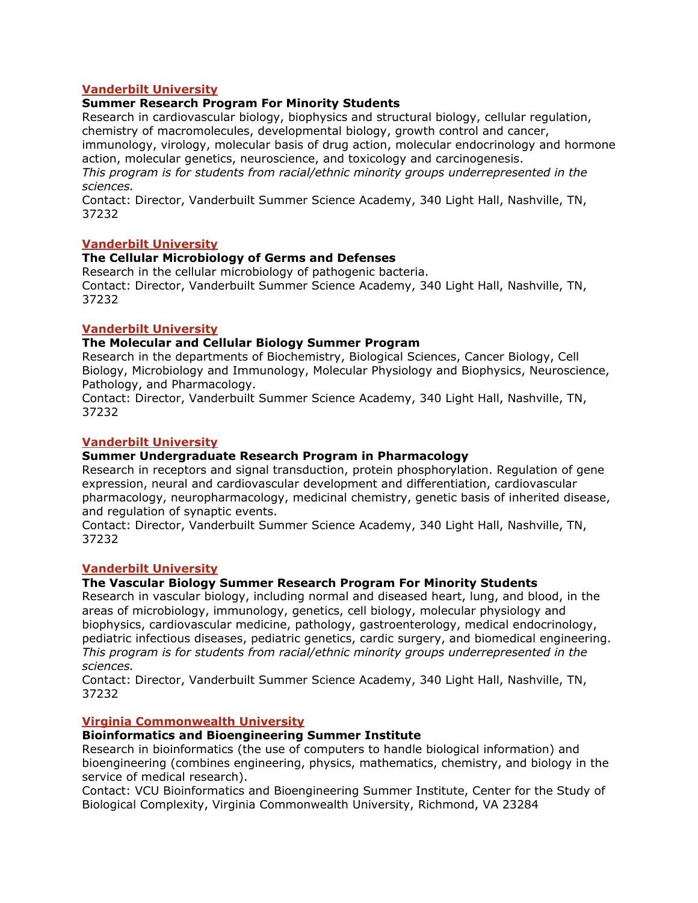**Vanderbilt University**

**Summer Research Program For Minority Students**

Research in cardiovascular biology, biophysics and structural biology, cellular regulation, chemistry of macromolecules, developmental biology, growth control and cancer, immunology, virology, molecular basis of drug action, molecular endocrinology and hormone action, molecular genetics, neuroscience, and toxicology and carcinogenesis.

*This program is for students from racial/ethnic minority groups underrepresented in the sciences.*

Contact: Director, Vanderbuilt Summer Science Academy, 340 Light Hall, Nashville, TN, 37232

**Vanderbilt University**

**The Cellular Microbiology of Germs and Defenses**

Research in the cellular microbiology of pathogenic bacteria.

Contact: Director, Vanderbuilt Summer Science Academy, 340 Light Hall, Nashville, TN, 37232

**Vanderbilt University**

**The Molecular and Cellular Biology Summer Program**

Research in the departments of Biochemistry, Biological Sciences, Cancer Biology, Cell Biology, Microbiology and Immunology, Molecular Physiology and Biophysics, Neuroscience, Pathology, and Pharmacology.

Contact: Director, Vanderbuilt Summer Science Academy, 340 Light Hall, Nashville, TN, 37232

**Vanderbilt University**

**Summer Undergraduate Research Program in Pharmacology**

Research in receptors and signal transduction, protein phosphorylation. Regulation of gene expression, neural and cardiovascular development and differentiation, cardiovascular pharmacology, neuropharmacology, medicinal chemistry, genetic basis of inherited disease, and regulation of synaptic events.

Contact: Director, Vanderbuilt Summer Science Academy, 340 Light Hall, Nashville, TN, 37232

**Vanderbilt University**

**The Vascular Biology Summer Research Program For Minority Students**

Research in vascular biology, including normal and diseased heart, lung, and blood, in the areas of microbiology, immunology, genetics, cell biology, molecular physiology and biophysics, cardiovascular medicine, pathology, gastroenterology, medical endocrinology, pediatric infectious diseases, pediatric genetics, cardic surgery, and biomedical engineering.

*This program is for students from racial/ethnic minority groups underrepresented in the sciences.*

Contact: Director, Vanderbuilt Summer Science Academy, 340 Light Hall, Nashville, TN, 37232

**Virginia Commonwealth University**

**Bioinformatics and Bioengineering Summer Institute**

Research in bioinformatics (the use of computers to handle biological information) and bioengineering (combines engineering, physics, mathematics, chemistry, and biology in the service of medical research).

Contact: VCU Bioinformatics and Bioengineering Summer Institute, Center for the Study of Biological Complexity, Virginia Commonwealth University, Richmond, VA 23284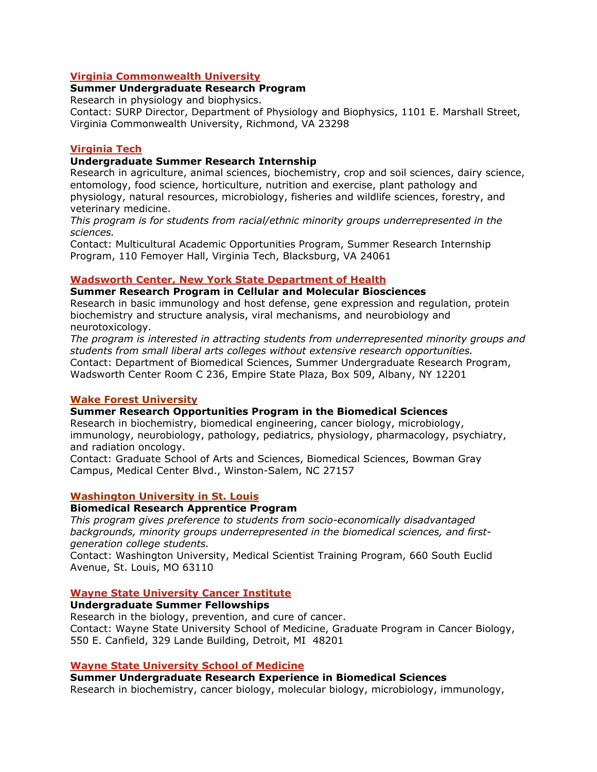**Virginia Commonwealth University**

**Summer Undergraduate Research Program**

Research in physiology and biophysics.

Contact: SURP Director, Department of Physiology and Biophysics, 1101 E. Marshall Street, Virginia Commonwealth University, Richmond, VA 23298

**Virginia Tech**

**Undergraduate Summer Research Internship**

Research in agriculture, animal sciences, biochemistry, crop and soil sciences, dairy science, entomology, food science, horticulture, nutrition and exercise, plant pathology and physiology, natural resources, microbiology, fisheries and wildlife sciences, forestry, and veterinary medicine.

*This program is for students from racial/ethnic minority groups underrepresented in the sciences.*

Contact: Multicultural Academic Opportunities Program, Summer Research Internship Program, 110 Femoyer Hall, Virginia Tech, Blacksburg, VA 24061

**Wadsworth Center, New York State Department of Health**

**Summer Research Program in Cellular and Molecular Biosciences**

Research in basic immunology and host defense, gene expression and regulation, protein biochemistry and structure analysis, viral mechanisms, and neurobiology and neurotoxicology.

*The program is interested in attracting students from underrepresented minority groups and students from small liberal arts colleges without extensive research opportunities.*

Contact: Department of Biomedical Sciences, Summer Undergraduate Research Program, Wadsworth Center Room C 236, Empire State Plaza, Box 509, Albany, NY 12201

**Wake Forest University**

**Summer Research Opportunities Program in the Biomedical Sciences**

Research in biochemistry, biomedical engineering, cancer biology, microbiology, immunology, neurobiology, pathology, pediatrics, physiology, pharmacology, psychiatry, and radiation oncology.

Contact: Graduate School of Arts and Sciences, Biomedical Sciences, Bowman Gray Campus, Medical Center Blvd., Winston-Salem, NC 27157

**Washington University in St. Louis**

**Biomedical Research Apprentice Program**

*This program gives preference to students from socio-economically disadvantaged backgrounds, minority groups underrepresented in the biomedical sciences, and first-generation college students.*

Contact: Washington University, Medical Scientist Training Program, 660 South Euclid Avenue, St. Louis, MO 63110

**Wayne State University Cancer Institute**

**Undergraduate Summer Fellowships**

Research in the biology, prevention, and cure of cancer.

Contact: Wayne State University School of Medicine, Graduate Program in Cancer Biology, 550 E. Canfield, 329 Lande Building, Detroit, MI 48201

**Wayne State University School of Medicine**

**Summer Undergraduate Research Experience in Biomedical Sciences**

Research in biochemistry, cancer biology, molecular biology, microbiology, immunology,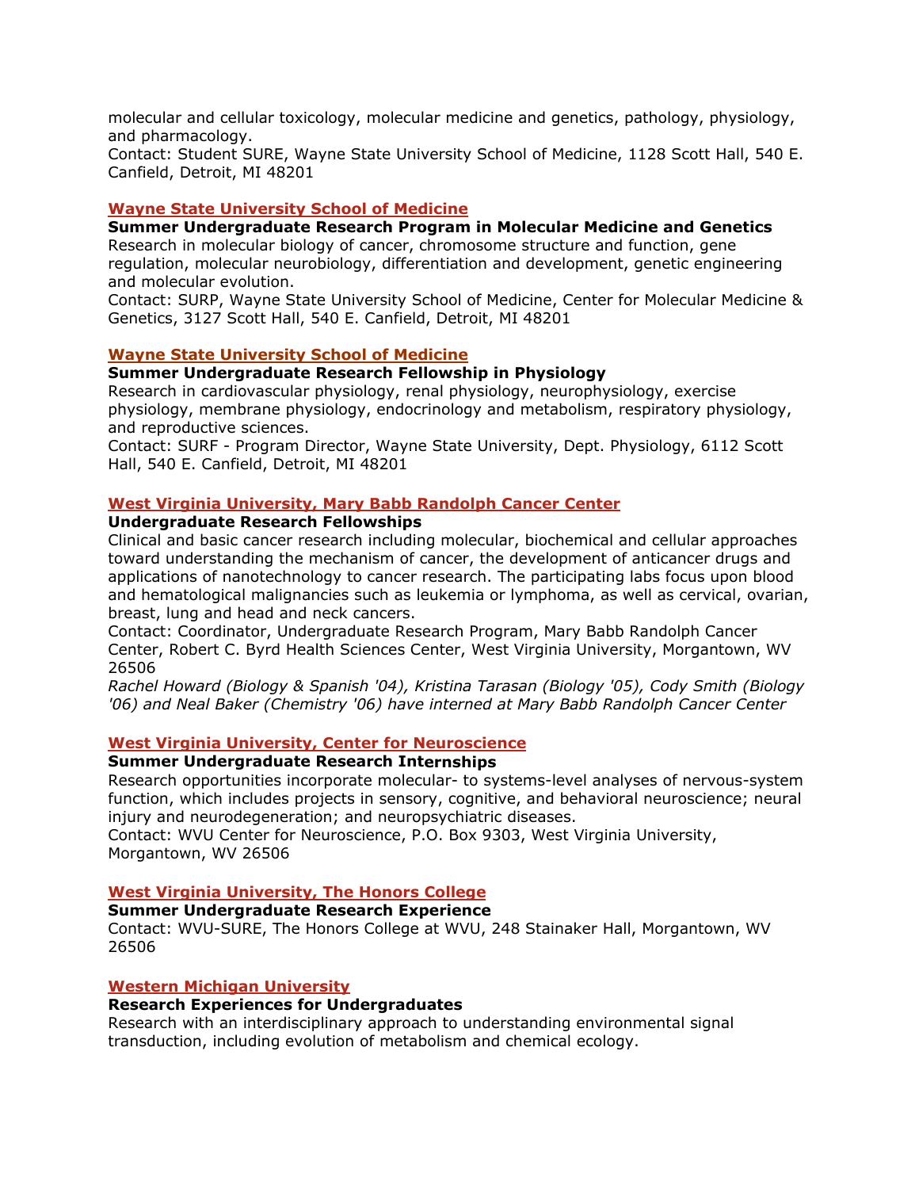molecular and cellular toxicology, molecular medicine and genetics, pathology, physiology, and pharmacology.
Contact: Student SURE, Wayne State University School of Medicine, 1128 Scott Hall, 540 E. Canfield, Detroit, MI 48201

**Wayne State University School of Medicine**
**Summer Undergraduate Research Program in Molecular Medicine and Genetics**
Research in molecular biology of cancer, chromosome structure and function, gene regulation, molecular neurobiology, differentiation and development, genetic engineering and molecular evolution.
Contact: SURP, Wayne State University School of Medicine, Center for Molecular Medicine & Genetics, 3127 Scott Hall, 540 E. Canfield, Detroit, MI 48201

**Wayne State University School of Medicine**
**Summer Undergraduate Research Fellowship in Physiology**
Research in cardiovascular physiology, renal physiology, neurophysiology, exercise physiology, membrane physiology, endocrinology and metabolism, respiratory physiology, and reproductive sciences.
Contact: SURF - Program Director, Wayne State University, Dept. Physiology, 6112 Scott Hall, 540 E. Canfield, Detroit, MI 48201

**West Virginia University, Mary Babb Randolph Cancer Center**
**Undergraduate Research Fellowships**
Clinical and basic cancer research including molecular, biochemical and cellular approaches toward understanding the mechanism of cancer, the development of anticancer drugs and applications of nanotechnology to cancer research. The participating labs focus upon blood and hematological malignancies such as leukemia or lymphoma, as well as cervical, ovarian, breast, lung and head and neck cancers.
Contact: Coordinator, Undergraduate Research Program, Mary Babb Randolph Cancer Center, Robert C. Byrd Health Sciences Center, West Virginia University, Morgantown, WV 26506
*Rachel Howard (Biology & Spanish '04), Kristina Tarasan (Biology '05), Cody Smith (Biology '06) and Neal Baker (Chemistry '06) have interned at Mary Babb Randolph Cancer Center*

**West Virginia University, Center for Neuroscience**
**Summer Undergraduate Research Internships**
Research opportunities incorporate molecular- to systems-level analyses of nervous-system function, which includes projects in sensory, cognitive, and behavioral neuroscience; neural injury and neurodegeneration; and neuropsychiatric diseases.
Contact: WVU Center for Neuroscience, P.O. Box 9303, West Virginia University, Morgantown, WV 26506

**West Virginia University, The Honors College**
**Summer Undergraduate Research Experience**
Contact: WVU-SURE, The Honors College at WVU, 248 Stainaker Hall, Morgantown, WV 26506

**Western Michigan University**
**Research Experiences for Undergraduates**
Research with an interdisciplinary approach to understanding environmental signal transduction, including evolution of metabolism and chemical ecology.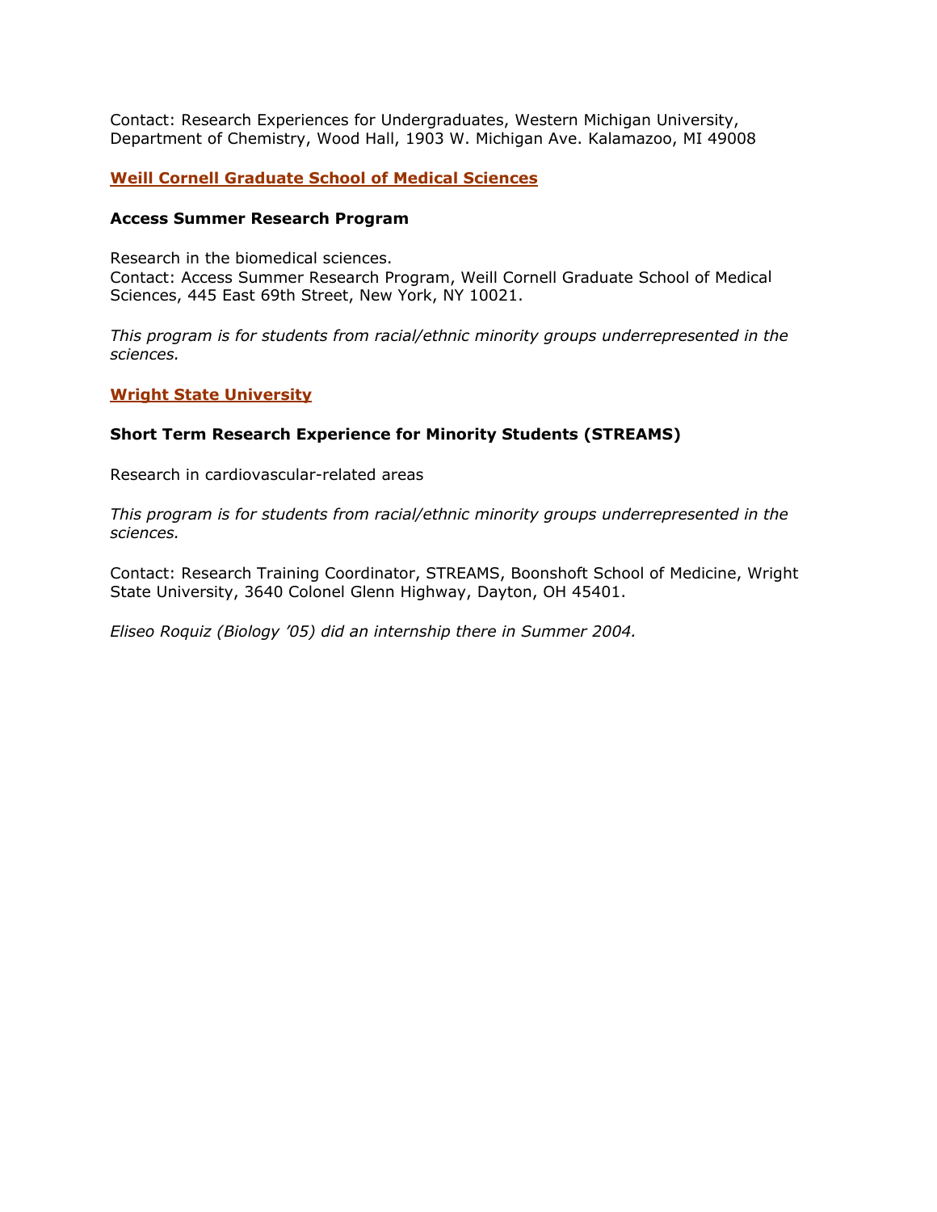Contact: Research Experiences for Undergraduates, Western Michigan University, Department of Chemistry, Wood Hall, 1903 W. Michigan Ave. Kalamazoo, MI 49008

## Weill Cornell Graduate School of Medical Sciences

**Access Summer Research Program**

Research in the biomedical sciences.
Contact: Access Summer Research Program, Weill Cornell Graduate School of Medical Sciences, 445 East 69th Street, New York, NY 10021.

*This program is for students from racial/ethnic minority groups underrepresented in the sciences.*

## Wright State University

**Short Term Research Experience for Minority Students (STREAMS)**

Research in cardiovascular-related areas

*This program is for students from racial/ethnic minority groups underrepresented in the sciences.*

Contact: Research Training Coordinator, STREAMS, Boonshoft School of Medicine, Wright State University, 3640 Colonel Glenn Highway, Dayton, OH 45401.

*Eliseo Roquiz (Biology '05) did an internship there in Summer 2004.*